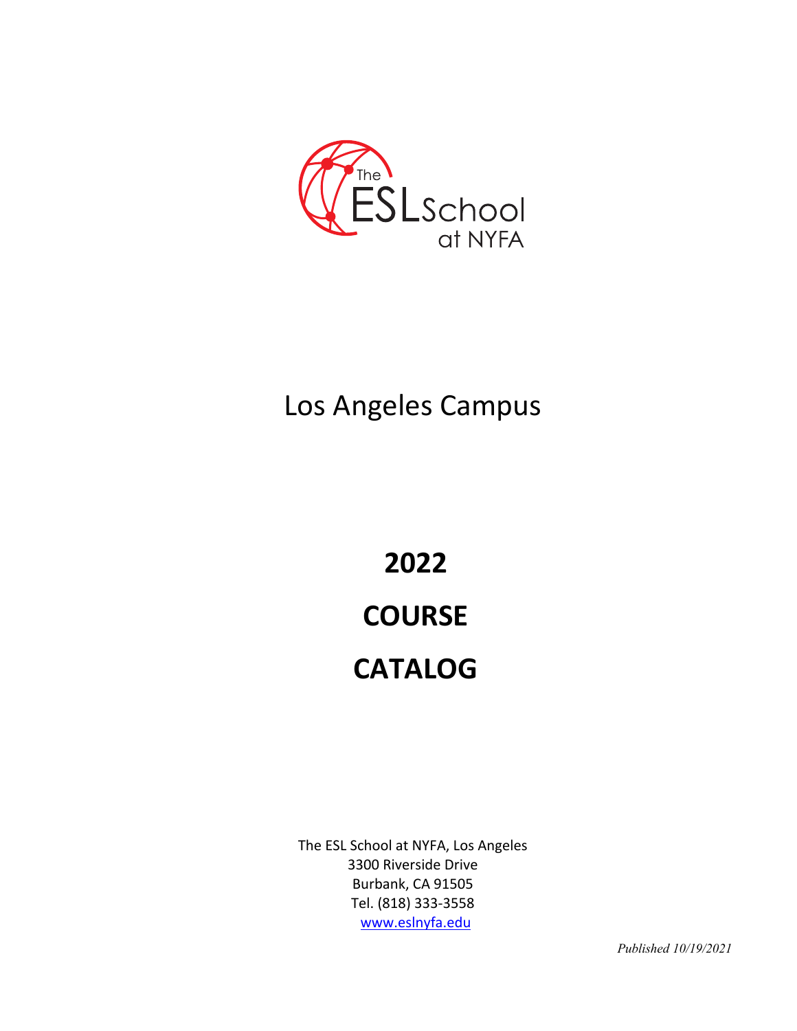The ESL School at NYFA

# Los Angeles Campus

# 2022

# COURSE

# CATALOG

The ESL School at NYFA, Los Angeles
3300 Riverside Drive
Burbank, CA 91505
Tel. (818) 333-3558
www.eslnyfa.edu

*Published 10/19/2021*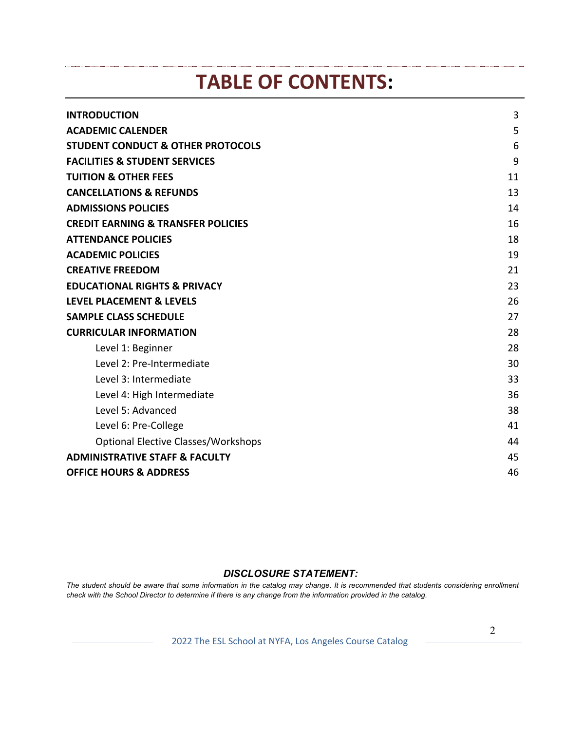# TABLE OF CONTENTS:

| | |
|---|---|
| **INTRODUCTION** | 3 |
| **ACADEMIC CALENDER** | 5 |
| **STUDENT CONDUCT & OTHER PROTOCOLS** | 6 |
| **FACILITIES & STUDENT SERVICES** | 9 |
| **TUITION & OTHER FEES** | 11 |
| **CANCELLATIONS & REFUNDS** | 13 |
| **ADMISSIONS POLICIES** | 14 |
| **CREDIT EARNING & TRANSFER POLICIES** | 16 |
| **ATTENDANCE POLICIES** | 18 |
| **ACADEMIC POLICIES** | 19 |
| **CREATIVE FREEDOM** | 21 |
| **EDUCATIONAL RIGHTS & PRIVACY** | 23 |
| **LEVEL PLACEMENT & LEVELS** | 26 |
| **SAMPLE CLASS SCHEDULE** | 27 |
| **CURRICULAR INFORMATION** | 28 |
| Level 1: Beginner | 28 |
| Level 2: Pre-Intermediate | 30 |
| Level 3: Intermediate | 33 |
| Level 4: High Intermediate | 36 |
| Level 5: Advanced | 38 |
| Level 6: Pre-College | 41 |
| Optional Elective Classes/Workshops | 44 |
| **ADMINISTRATIVE STAFF & FACULTY** | 45 |
| **OFFICE HOURS & ADDRESS** | 46 |

***DISCLOSURE STATEMENT:***

*The student should be aware that some information in the catalog may change. It is recommended that students considering enrollment check with the School Director to determine if there is any change from the information provided in the catalog.*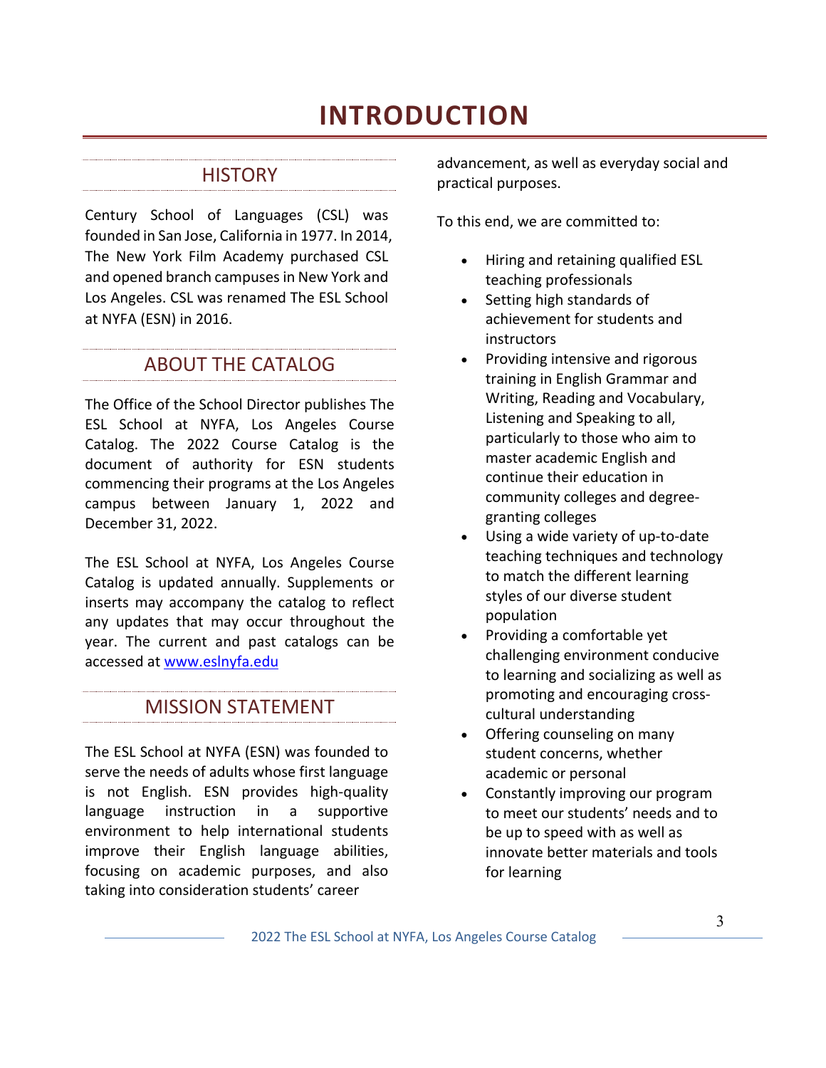# INTRODUCTION

## HISTORY

Century School of Languages (CSL) was founded in San Jose, California in 1977. In 2014, The New York Film Academy purchased CSL and opened branch campuses in New York and Los Angeles. CSL was renamed The ESL School at NYFA (ESN) in 2016.

## ABOUT THE CATALOG

The Office of the School Director publishes The ESL School at NYFA, Los Angeles Course Catalog. The 2022 Course Catalog is the document of authority for ESN students commencing their programs at the Los Angeles campus between January 1, 2022 and December 31, 2022.

The ESL School at NYFA, Los Angeles Course Catalog is updated annually. Supplements or inserts may accompany the catalog to reflect any updates that may occur throughout the year. The current and past catalogs can be accessed at [www.eslnyfa.edu](www.eslnyfa.edu)

## MISSION STATEMENT

The ESL School at NYFA (ESN) was founded to serve the needs of adults whose first language is not English. ESN provides high-quality language instruction in a supportive environment to help international students improve their English language abilities, focusing on academic purposes, and also taking into consideration students' career advancement, as well as everyday social and practical purposes.

To this end, we are committed to:

- Hiring and retaining qualified ESL teaching professionals
- Setting high standards of achievement for students and instructors
- Providing intensive and rigorous training in English Grammar and Writing, Reading and Vocabulary, Listening and Speaking to all, particularly to those who aim to master academic English and continue their education in community colleges and degree-granting colleges
- Using a wide variety of up-to-date teaching techniques and technology to match the different learning styles of our diverse student population
- Providing a comfortable yet challenging environment conducive to learning and socializing as well as promoting and encouraging cross-cultural understanding
- Offering counseling on many student concerns, whether academic or personal
- Constantly improving our program to meet our students' needs and to be up to speed with as well as innovate better materials and tools for learning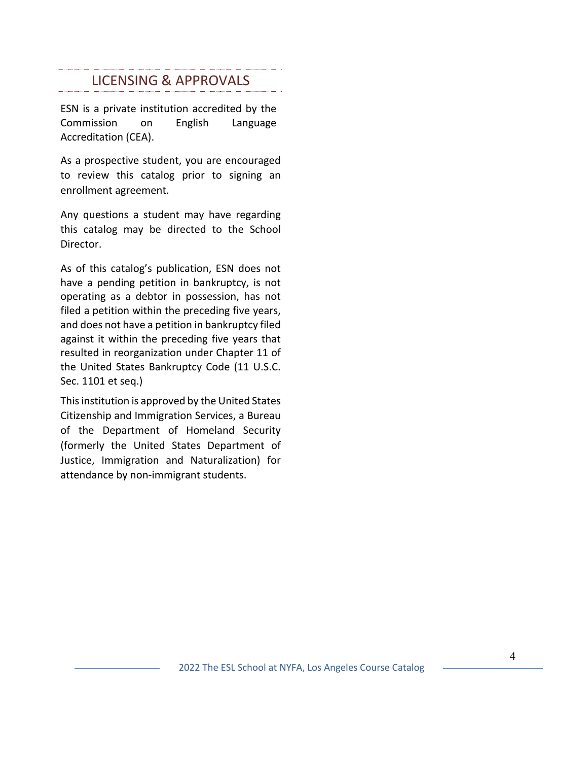## LICENSING & APPROVALS

ESN is a private institution accredited by the Commission on English Language Accreditation (CEA).

As a prospective student, you are encouraged to review this catalog prior to signing an enrollment agreement.

Any questions a student may have regarding this catalog may be directed to the School Director.

As of this catalog's publication, ESN does not have a pending petition in bankruptcy, is not operating as a debtor in possession, has not filed a petition within the preceding five years, and does not have a petition in bankruptcy filed against it within the preceding five years that resulted in reorganization under Chapter 11 of the United States Bankruptcy Code (11 U.S.C. Sec. 1101 et seq.)

This institution is approved by the United States Citizenship and Immigration Services, a Bureau of the Department of Homeland Security (formerly the United States Department of Justice, Immigration and Naturalization) for attendance by non-immigrant students.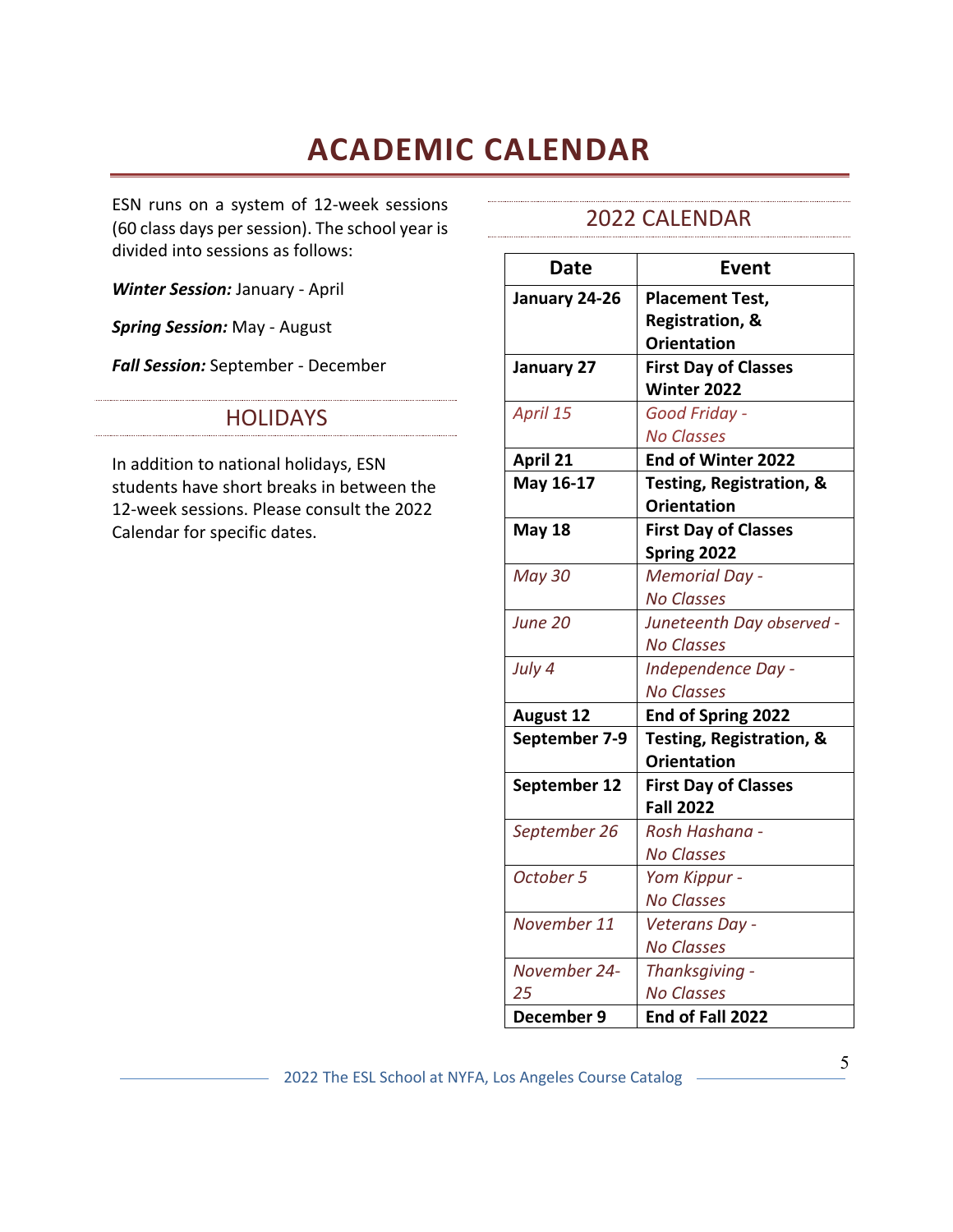# ACADEMIC CALENDAR

ESN runs on a system of 12-week sessions (60 class days per session). The school year is divided into sessions as follows:

***Winter Session:*** January - April

***Spring Session:*** May - August

***Fall Session:*** September - December

## HOLIDAYS

In addition to national holidays, ESN students have short breaks in between the 12-week sessions. Please consult the 2022 Calendar for specific dates.

## 2022 CALENDAR

| Date | Event |
|---|---|
| **January 24-26** | **Placement Test, Registration, & Orientation** |
| **January 27** | **First Day of Classes Winter 2022** |
| *April 15* | *Good Friday - No Classes* |
| **April 21** | **End of Winter 2022** |
| **May 16-17** | **Testing, Registration, & Orientation** |
| **May 18** | **First Day of Classes Spring 2022** |
| *May 30* | *Memorial Day - No Classes* |
| *June 20* | *Juneteenth Day observed - No Classes* |
| *July 4* | *Independence Day - No Classes* |
| **August 12** | **End of Spring 2022** |
| **September 7-9** | **Testing, Registration, & Orientation** |
| **September 12** | **First Day of Classes Fall 2022** |
| *September 26* | *Rosh Hashana - No Classes* |
| *October 5* | *Yom Kippur - No Classes* |
| *November 11* | *Veterans Day - No Classes* |
| *November 24-25* | *Thanksgiving - No Classes* |
| **December 9** | **End of Fall 2022** |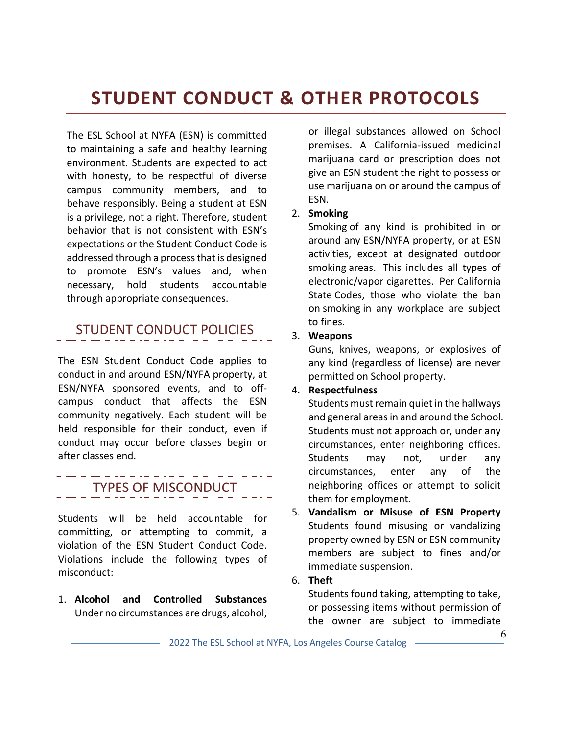# STUDENT CONDUCT & OTHER PROTOCOLS

The ESL School at NYFA (ESN) is committed to maintaining a safe and healthy learning environment. Students are expected to act with honesty, to be respectful of diverse campus community members, and to behave responsibly. Being a student at ESN is a privilege, not a right. Therefore, student behavior that is not consistent with ESN's expectations or the Student Conduct Code is addressed through a process that is designed to promote ESN's values and, when necessary, hold students accountable through appropriate consequences.

## STUDENT CONDUCT POLICIES

The ESN Student Conduct Code applies to conduct in and around ESN/NYFA property, at ESN/NYFA sponsored events, and to off-campus conduct that affects the ESN community negatively. Each student will be held responsible for their conduct, even if conduct may occur before classes begin or after classes end.

## TYPES OF MISCONDUCT

Students will be held accountable for committing, or attempting to commit, a violation of the ESN Student Conduct Code. Violations include the following types of misconduct:

1. **Alcohol and Controlled Substances**
   Under no circumstances are drugs, alcohol, or illegal substances allowed on School premises. A California-issued medicinal marijuana card or prescription does not give an ESN student the right to possess or use marijuana on or around the campus of ESN.
2. **Smoking**
   Smoking of any kind is prohibited in or around any ESN/NYFA property, or at ESN activities, except at designated outdoor smoking areas. This includes all types of electronic/vapor cigarettes. Per California State Codes, those who violate the ban on smoking in any workplace are subject to fines.
3. **Weapons**
   Guns, knives, weapons, or explosives of any kind (regardless of license) are never permitted on School property.
4. **Respectfulness**
   Students must remain quiet in the hallways and general areas in and around the School. Students must not approach or, under any circumstances, enter neighboring offices. Students may not, under any circumstances, enter any of the neighboring offices or attempt to solicit them for employment.
5. **Vandalism or Misuse of ESN Property**
   Students found misusing or vandalizing property owned by ESN or ESN community members are subject to fines and/or immediate suspension.
6. **Theft**
   Students found taking, attempting to take, or possessing items without permission of the owner are subject to immediate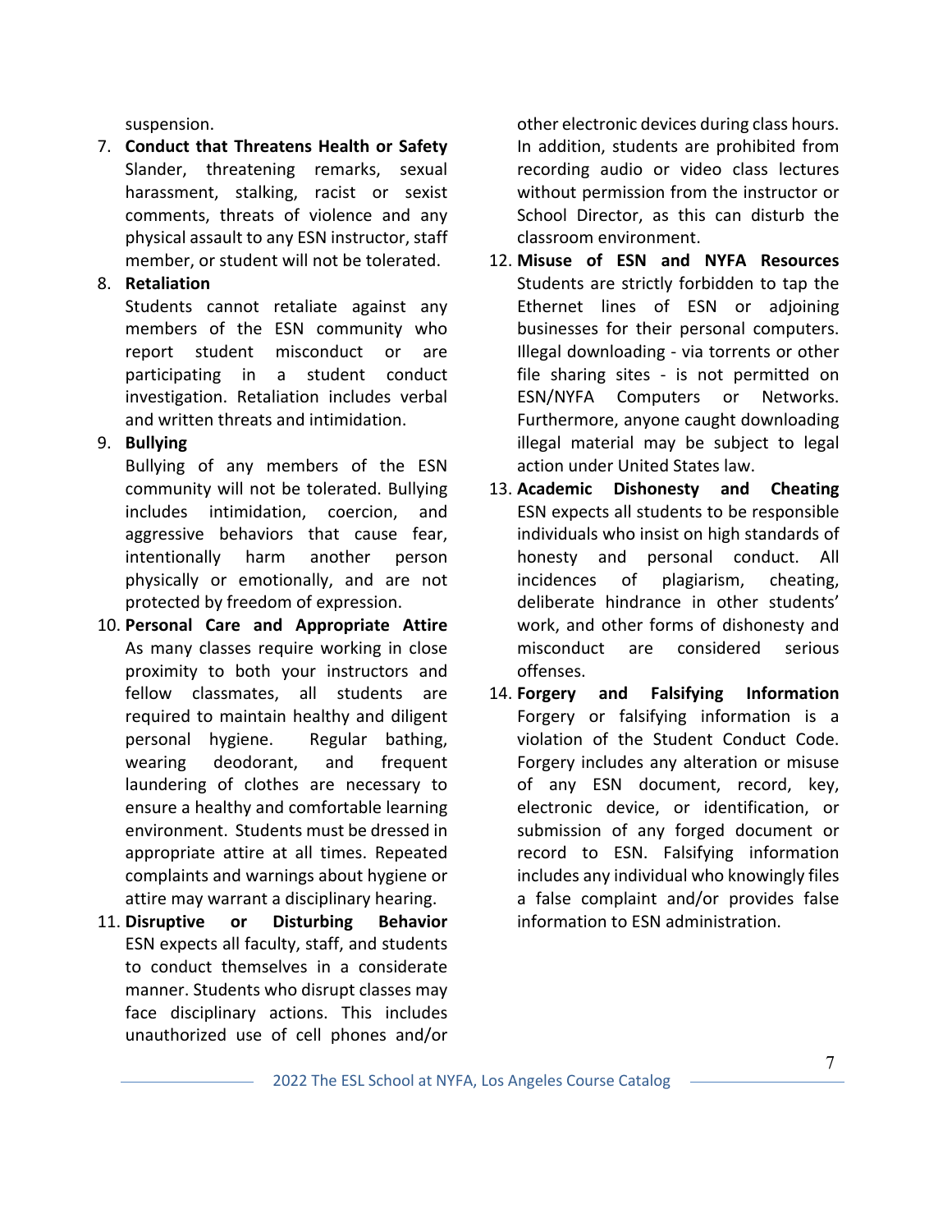suspension.

7. **Conduct that Threatens Health or Safety**
   Slander, threatening remarks, sexual harassment, stalking, racist or sexist comments, threats of violence and any physical assault to any ESN instructor, staff member, or student will not be tolerated.
8. **Retaliation**
   Students cannot retaliate against any members of the ESN community who report student misconduct or are participating in a student conduct investigation. Retaliation includes verbal and written threats and intimidation.
9. **Bullying**
   Bullying of any members of the ESN community will not be tolerated. Bullying includes intimidation, coercion, and aggressive behaviors that cause fear, intentionally harm another person physically or emotionally, and are not protected by freedom of expression.
10. **Personal Care and Appropriate Attire**
    As many classes require working in close proximity to both your instructors and fellow classmates, all students are required to maintain healthy and diligent personal hygiene. Regular bathing, wearing deodorant, and frequent laundering of clothes are necessary to ensure a healthy and comfortable learning environment. Students must be dressed in appropriate attire at all times. Repeated complaints and warnings about hygiene or attire may warrant a disciplinary hearing.
11. **Disruptive or Disturbing Behavior**
    ESN expects all faculty, staff, and students to conduct themselves in a considerate manner. Students who disrupt classes may face disciplinary actions. This includes unauthorized use of cell phones and/or other electronic devices during class hours. In addition, students are prohibited from recording audio or video class lectures without permission from the instructor or School Director, as this can disturb the classroom environment.
12. **Misuse of ESN and NYFA Resources**
    Students are strictly forbidden to tap the Ethernet lines of ESN or adjoining businesses for their personal computers. Illegal downloading - via torrents or other file sharing sites - is not permitted on ESN/NYFA Computers or Networks. Furthermore, anyone caught downloading illegal material may be subject to legal action under United States law.
13. **Academic Dishonesty and Cheating**
    ESN expects all students to be responsible individuals who insist on high standards of honesty and personal conduct. All incidences of plagiarism, cheating, deliberate hindrance in other students' work, and other forms of dishonesty and misconduct are considered serious offenses.
14. **Forgery and Falsifying Information**
    Forgery or falsifying information is a violation of the Student Conduct Code. Forgery includes any alteration or misuse of any ESN document, record, key, electronic device, or identification, or submission of any forged document or record to ESN. Falsifying information includes any individual who knowingly files a false complaint and/or provides false information to ESN administration.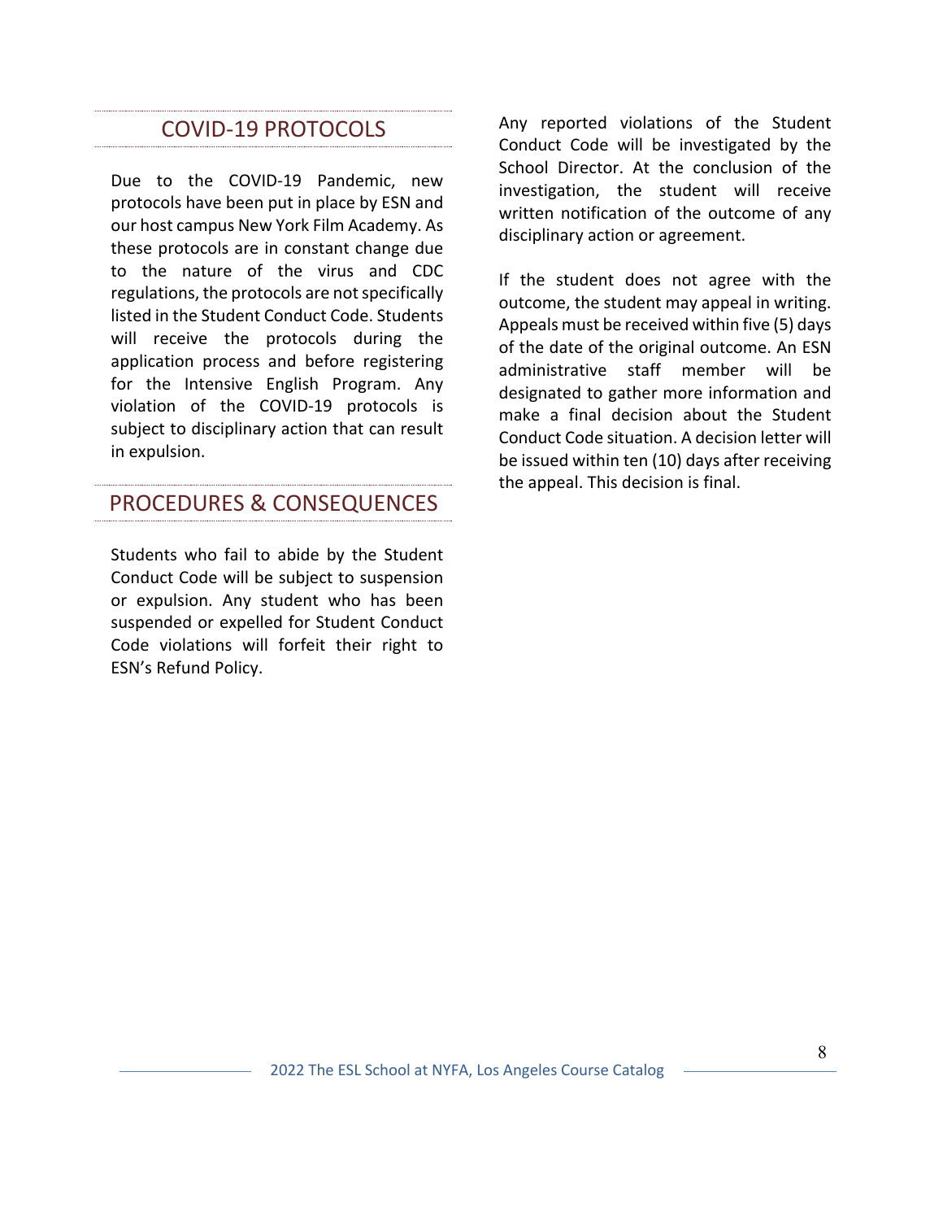## COVID-19 PROTOCOLS

Due to the COVID-19 Pandemic, new protocols have been put in place by ESN and our host campus New York Film Academy. As these protocols are in constant change due to the nature of the virus and CDC regulations, the protocols are not specifically listed in the Student Conduct Code. Students will receive the protocols during the application process and before registering for the Intensive English Program. Any violation of the COVID-19 protocols is subject to disciplinary action that can result in expulsion.

## PROCEDURES & CONSEQUENCES

Students who fail to abide by the Student Conduct Code will be subject to suspension or expulsion. Any student who has been suspended or expelled for Student Conduct Code violations will forfeit their right to ESN's Refund Policy.

Any reported violations of the Student Conduct Code will be investigated by the School Director. At the conclusion of the investigation, the student will receive written notification of the outcome of any disciplinary action or agreement.

If the student does not agree with the outcome, the student may appeal in writing. Appeals must be received within five (5) days of the date of the original outcome. An ESN administrative staff member will be designated to gather more information and make a final decision about the Student Conduct Code situation. A decision letter will be issued within ten (10) days after receiving the appeal. This decision is final.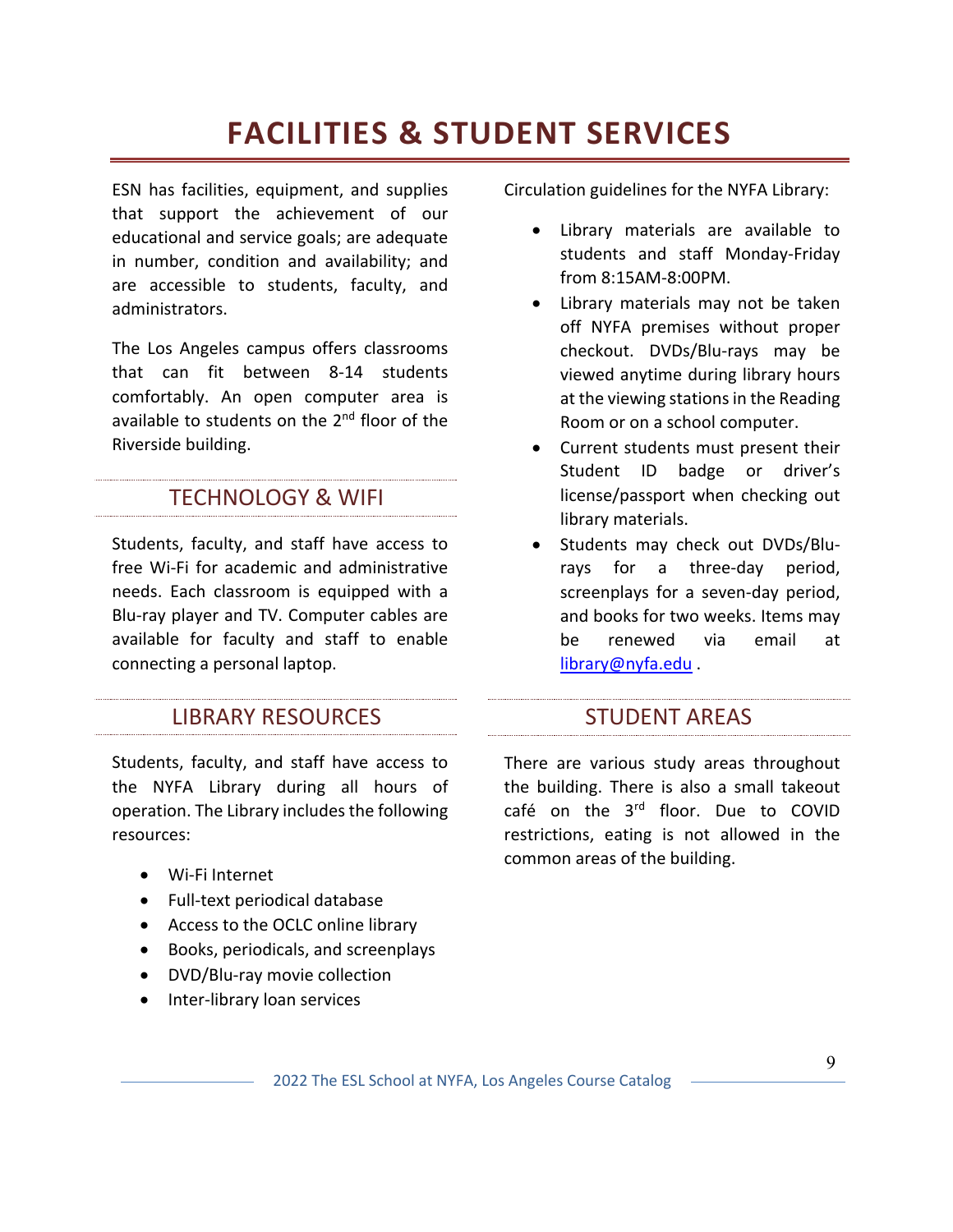# FACILITIES & STUDENT SERVICES

ESN has facilities, equipment, and supplies that support the achievement of our educational and service goals; are adequate in number, condition and availability; and are accessible to students, faculty, and administrators.

The Los Angeles campus offers classrooms that can fit between 8-14 students comfortably. An open computer area is available to students on the 2nd floor of the Riverside building.

## TECHNOLOGY & WIFI

Students, faculty, and staff have access to free Wi-Fi for academic and administrative needs. Each classroom is equipped with a Blu-ray player and TV. Computer cables are available for faculty and staff to enable connecting a personal laptop.

## LIBRARY RESOURCES

Students, faculty, and staff have access to the NYFA Library during all hours of operation. The Library includes the following resources:

- Wi-Fi Internet
- Full-text periodical database
- Access to the OCLC online library
- Books, periodicals, and screenplays
- DVD/Blu-ray movie collection
- Inter-library loan services

Circulation guidelines for the NYFA Library:

- Library materials are available to students and staff Monday-Friday from 8:15AM-8:00PM.
- Library materials may not be taken off NYFA premises without proper checkout. DVDs/Blu-rays may be viewed anytime during library hours at the viewing stations in the Reading Room or on a school computer.
- Current students must present their Student ID badge or driver's license/passport when checking out library materials.
- Students may check out DVDs/Blu-rays for a three-day period, screenplays for a seven-day period, and books for two weeks. Items may be renewed via email at library@nyfa.edu .

## STUDENT AREAS

There are various study areas throughout the building. There is also a small takeout café on the 3rd floor. Due to COVID restrictions, eating is not allowed in the common areas of the building.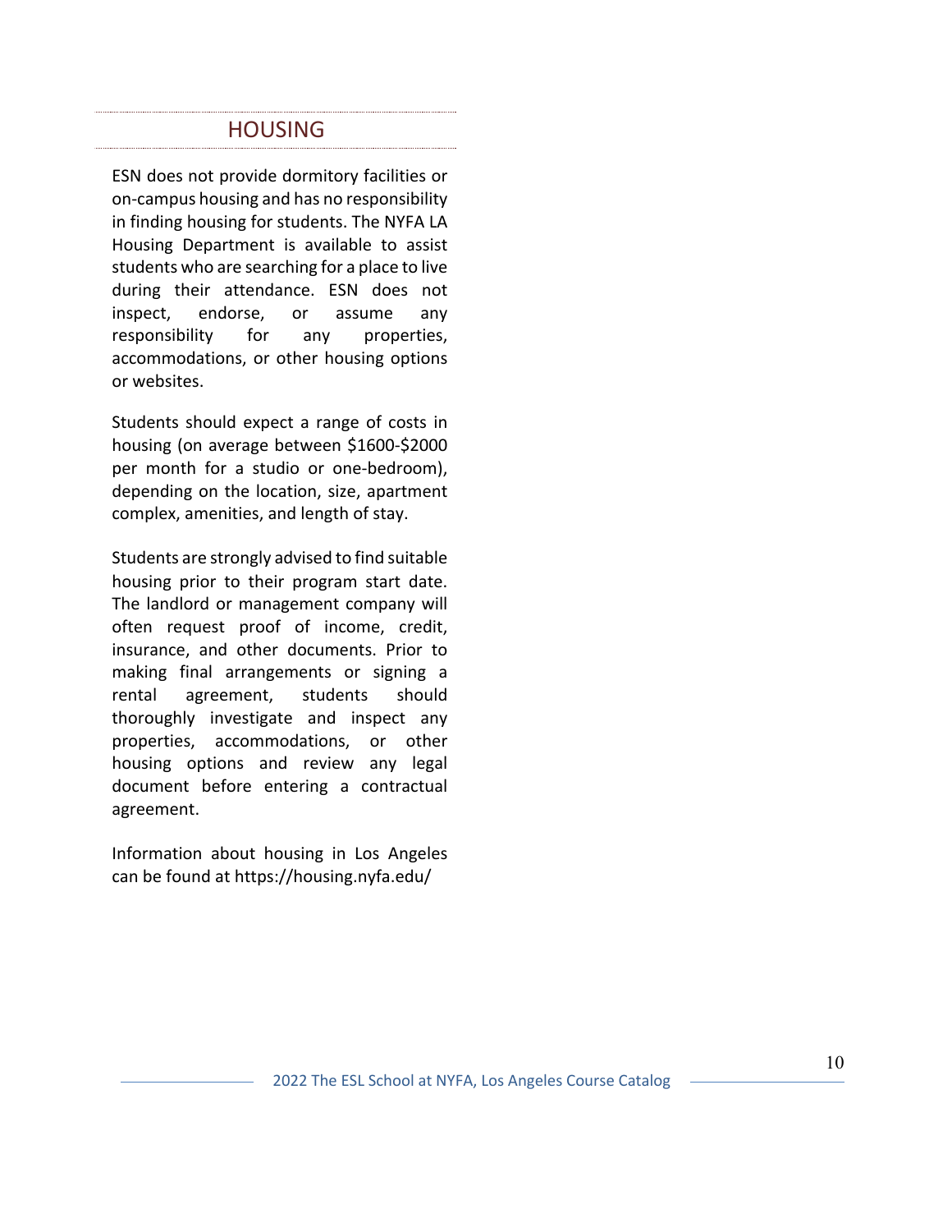## HOUSING

ESN does not provide dormitory facilities or on-campus housing and has no responsibility in finding housing for students. The NYFA LA Housing Department is available to assist students who are searching for a place to live during their attendance. ESN does not inspect, endorse, or assume any responsibility for any properties, accommodations, or other housing options or websites.

Students should expect a range of costs in housing (on average between $1600-$2000 per month for a studio or one-bedroom), depending on the location, size, apartment complex, amenities, and length of stay.

Students are strongly advised to find suitable housing prior to their program start date. The landlord or management company will often request proof of income, credit, insurance, and other documents. Prior to making final arrangements or signing a rental agreement, students should thoroughly investigate and inspect any properties, accommodations, or other housing options and review any legal document before entering a contractual agreement.

Information about housing in Los Angeles can be found at https://housing.nyfa.edu/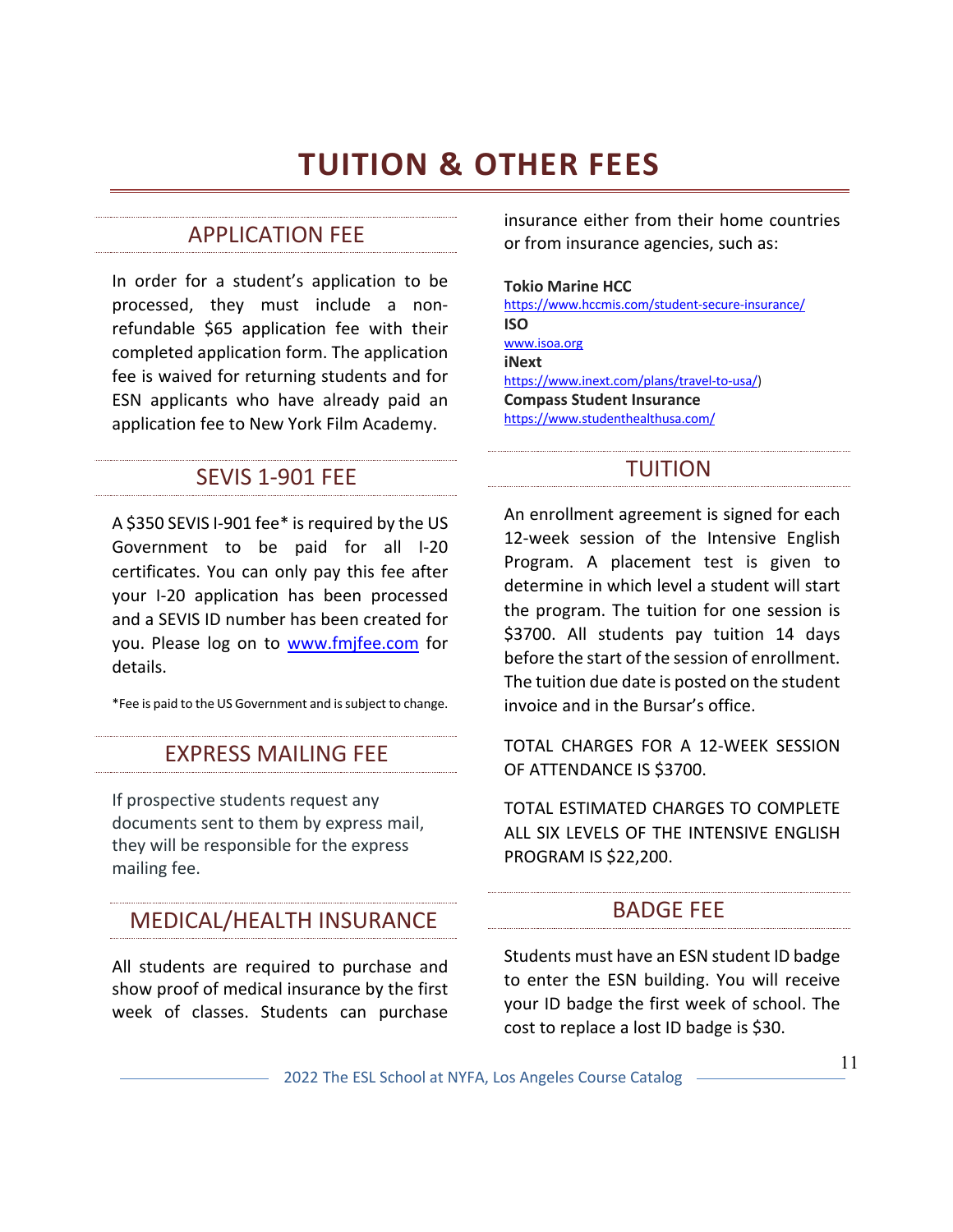# TUITION & OTHER FEES

## APPLICATION FEE

In order for a student's application to be processed, they must include a non-refundable $65 application fee with their completed application form. The application fee is waived for returning students and for ESN applicants who have already paid an application fee to New York Film Academy.

## SEVIS 1-901 FEE

A $350 SEVIS I-901 fee* is required by the US Government to be paid for all I-20 certificates. You can only pay this fee after your I-20 application has been processed and a SEVIS ID number has been created for you. Please log on to www.fmjfee.com for details.

*Fee is paid to the US Government and is subject to change.

## EXPRESS MAILING FEE

If prospective students request any documents sent to them by express mail, they will be responsible for the express mailing fee.

## MEDICAL/HEALTH INSURANCE

All students are required to purchase and show proof of medical insurance by the first week of classes. Students can purchase insurance either from their home countries or from insurance agencies, such as:

**Tokio Marine HCC**
https://www.hccmis.com/student-secure-insurance/
**ISO**
www.isoa.org
**iNext**
https://www.inext.com/plans/travel-to-usa/)
**Compass Student Insurance**
https://www.studenthealthusa.com/

## TUITION

An enrollment agreement is signed for each 12-week session of the Intensive English Program. A placement test is given to determine in which level a student will start the program. The tuition for one session is $3700. All students pay tuition 14 days before the start of the session of enrollment. The tuition due date is posted on the student invoice and in the Bursar's office.

TOTAL CHARGES FOR A 12-WEEK SESSION OF ATTENDANCE IS $3700.

TOTAL ESTIMATED CHARGES TO COMPLETE ALL SIX LEVELS OF THE INTENSIVE ENGLISH PROGRAM IS $22,200.

## BADGE FEE

Students must have an ESN student ID badge to enter the ESN building. You will receive your ID badge the first week of school. The cost to replace a lost ID badge is $30.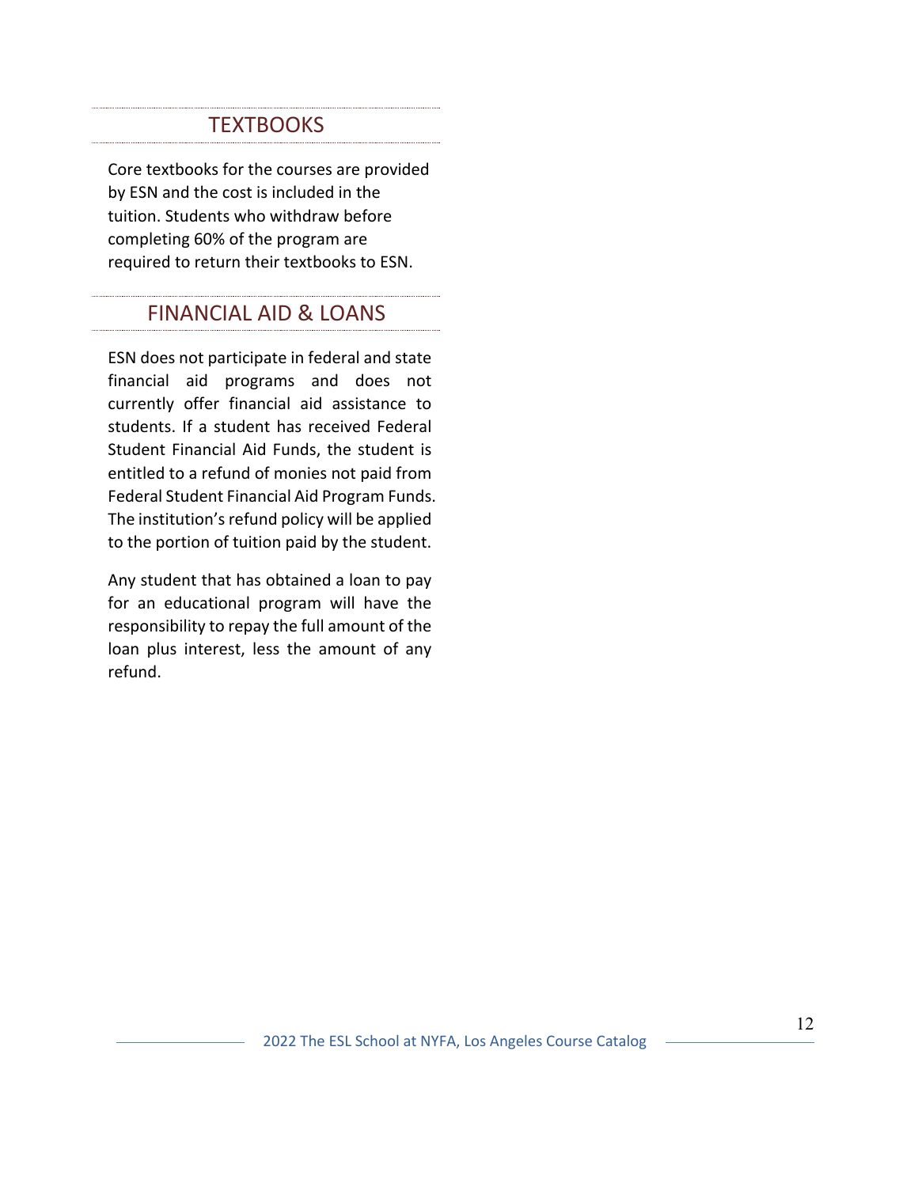## TEXTBOOKS

Core textbooks for the courses are provided by ESN and the cost is included in the tuition. Students who withdraw before completing 60% of the program are required to return their textbooks to ESN.

## FINANCIAL AID & LOANS

ESN does not participate in federal and state financial aid programs and does not currently offer financial aid assistance to students. If a student has received Federal Student Financial Aid Funds, the student is entitled to a refund of monies not paid from Federal Student Financial Aid Program Funds. The institution's refund policy will be applied to the portion of tuition paid by the student.

Any student that has obtained a loan to pay for an educational program will have the responsibility to repay the full amount of the loan plus interest, less the amount of any refund.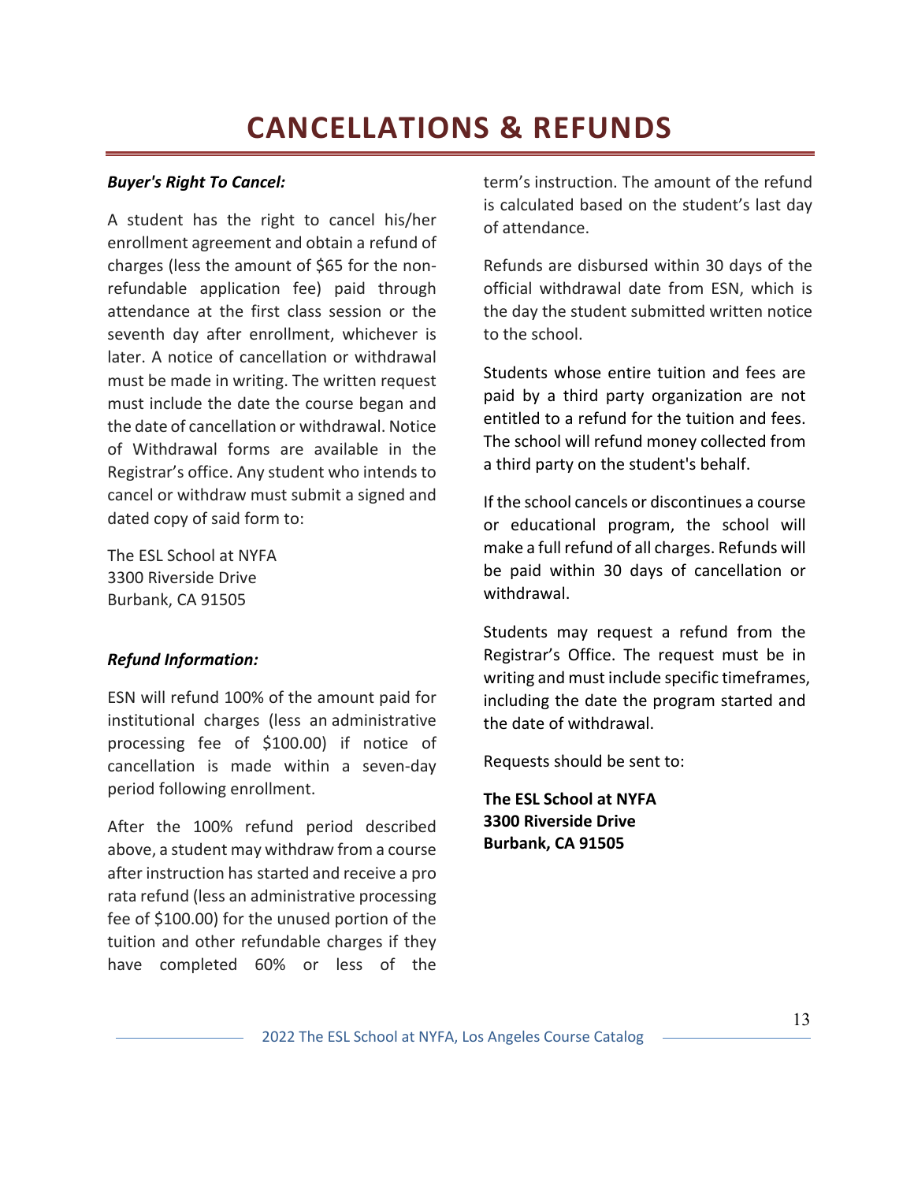# CANCELLATIONS & REFUNDS

***Buyer's Right To Cancel:***

A student has the right to cancel his/her enrollment agreement and obtain a refund of charges (less the amount of $65 for the non-refundable application fee) paid through attendance at the first class session or the seventh day after enrollment, whichever is later. A notice of cancellation or withdrawal must be made in writing. The written request must include the date the course began and the date of cancellation or withdrawal. Notice of Withdrawal forms are available in the Registrar's office. Any student who intends to cancel or withdraw must submit a signed and dated copy of said form to:

The ESL School at NYFA
3300 Riverside Drive
Burbank, CA 91505

***Refund Information:***

ESN will refund 100% of the amount paid for institutional charges (less an administrative processing fee of $100.00) if notice of cancellation is made within a seven-day period following enrollment.

After the 100% refund period described above, a student may withdraw from a course after instruction has started and receive a pro rata refund (less an administrative processing fee of $100.00) for the unused portion of the tuition and other refundable charges if they have completed 60% or less of the term's instruction. The amount of the refund is calculated based on the student's last day of attendance.

Refunds are disbursed within 30 days of the official withdrawal date from ESN, which is the day the student submitted written notice to the school.

Students whose entire tuition and fees are paid by a third party organization are not entitled to a refund for the tuition and fees. The school will refund money collected from a third party on the student's behalf.

If the school cancels or discontinues a course or educational program, the school will make a full refund of all charges. Refunds will be paid within 30 days of cancellation or withdrawal.

Students may request a refund from the Registrar's Office. The request must be in writing and must include specific timeframes, including the date the program started and the date of withdrawal.

Requests should be sent to:

**The ESL School at NYFA**
**3300 Riverside Drive**
**Burbank, CA 91505**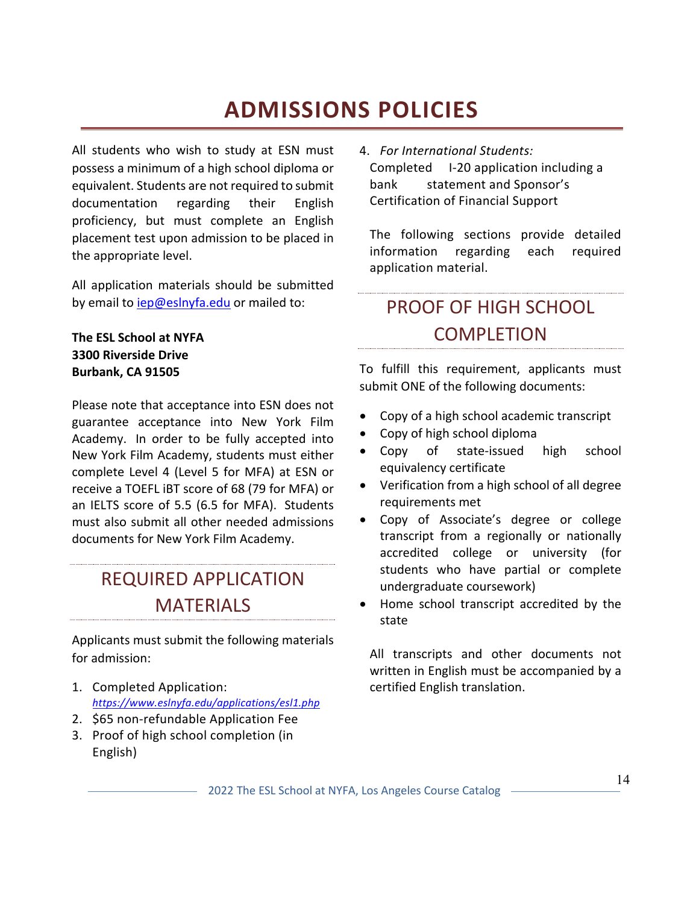# ADMISSIONS POLICIES

All students who wish to study at ESN must possess a minimum of a high school diploma or equivalent. Students are not required to submit documentation regarding their English proficiency, but must complete an English placement test upon admission to be placed in the appropriate level.

All application materials should be submitted by email to iep@eslnyfa.edu or mailed to:

**The ESL School at NYFA**
**3300 Riverside Drive**
**Burbank, CA 91505**

Please note that acceptance into ESN does not guarantee acceptance into New York Film Academy. In order to be fully accepted into New York Film Academy, students must either complete Level 4 (Level 5 for MFA) at ESN or receive a TOEFL iBT score of 68 (79 for MFA) or an IELTS score of 5.5 (6.5 for MFA). Students must also submit all other needed admissions documents for New York Film Academy.

## REQUIRED APPLICATION MATERIALS

Applicants must submit the following materials for admission:

1. Completed Application: *https://www.eslnyfa.edu/applications/esl1.php*
2. $65 non-refundable Application Fee
3. Proof of high school completion (in English)
4. *For International Students:* Completed I-20 application including a bank statement and Sponsor's Certification of Financial Support

The following sections provide detailed information regarding each required application material.

## PROOF OF HIGH SCHOOL COMPLETION

To fulfill this requirement, applicants must submit ONE of the following documents:

- Copy of a high school academic transcript
- Copy of high school diploma
- Copy of state-issued high school equivalency certificate
- Verification from a high school of all degree requirements met
- Copy of Associate's degree or college transcript from a regionally or nationally accredited college or university (for students who have partial or complete undergraduate coursework)
- Home school transcript accredited by the state

All transcripts and other documents not written in English must be accompanied by a certified English translation.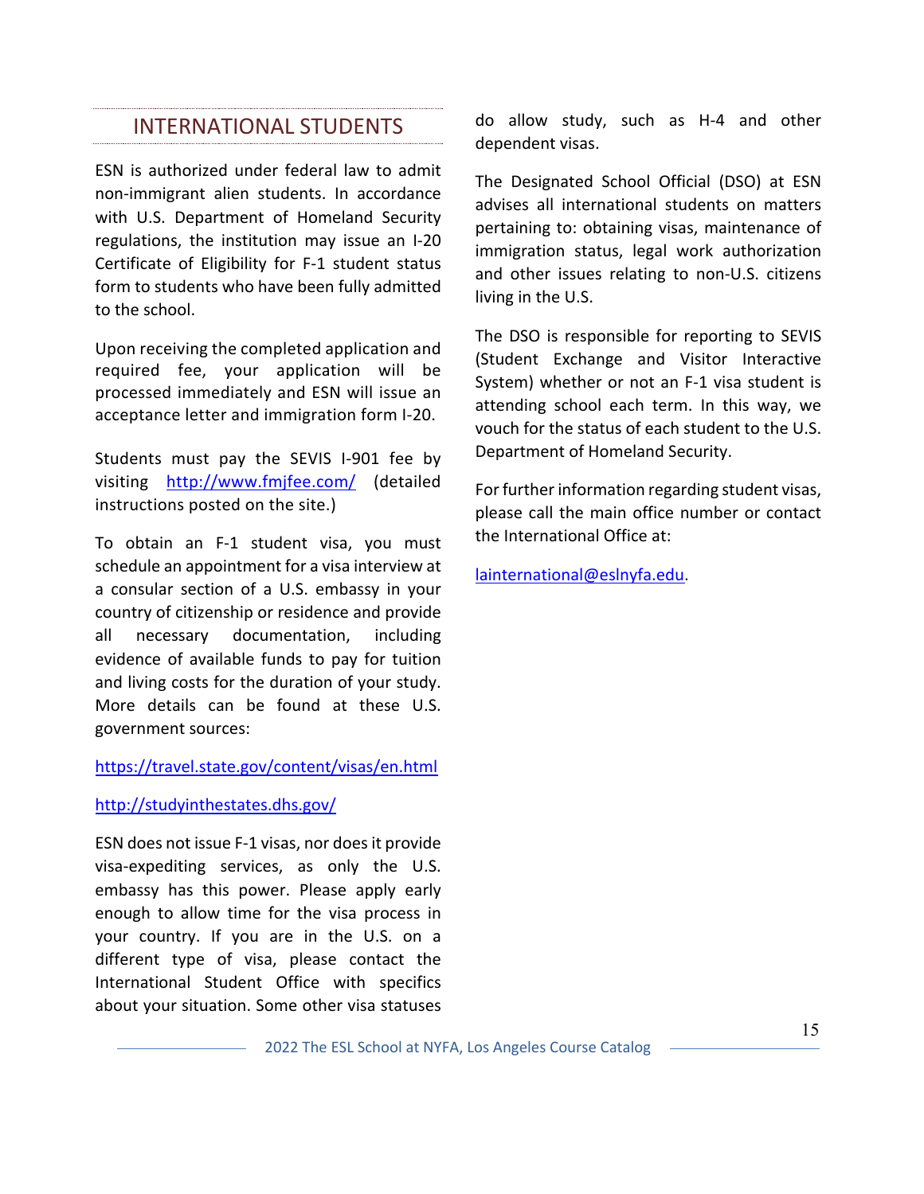## INTERNATIONAL STUDENTS

ESN is authorized under federal law to admit non-immigrant alien students. In accordance with U.S. Department of Homeland Security regulations, the institution may issue an I-20 Certificate of Eligibility for F-1 student status form to students who have been fully admitted to the school.

Upon receiving the completed application and required fee, your application will be processed immediately and ESN will issue an acceptance letter and immigration form I-20.

Students must pay the SEVIS I-901 fee by visiting [http://www.fmjfee.com/](http://www.fmjfee.com/) (detailed instructions posted on the site.)

To obtain an F-1 student visa, you must schedule an appointment for a visa interview at a consular section of a U.S. embassy in your country of citizenship or residence and provide all necessary documentation, including evidence of available funds to pay for tuition and living costs for the duration of your study. More details can be found at these U.S. government sources:

[https://travel.state.gov/content/visas/en.html](https://travel.state.gov/content/visas/en.html)

[http://studyinthestates.dhs.gov/](http://studyinthestates.dhs.gov/)

ESN does not issue F-1 visas, nor does it provide visa-expediting services, as only the U.S. embassy has this power. Please apply early enough to allow time for the visa process in your country. If you are in the U.S. on a different type of visa, please contact the International Student Office with specifics about your situation. Some other visa statuses do allow study, such as H-4 and other dependent visas.

The Designated School Official (DSO) at ESN advises all international students on matters pertaining to: obtaining visas, maintenance of immigration status, legal work authorization and other issues relating to non-U.S. citizens living in the U.S.

The DSO is responsible for reporting to SEVIS (Student Exchange and Visitor Interactive System) whether or not an F-1 visa student is attending school each term. In this way, we vouch for the status of each student to the U.S. Department of Homeland Security.

For further information regarding student visas, please call the main office number or contact the International Office at:

[lainternational@eslnyfa.edu](mailto:lainternational@eslnyfa.edu).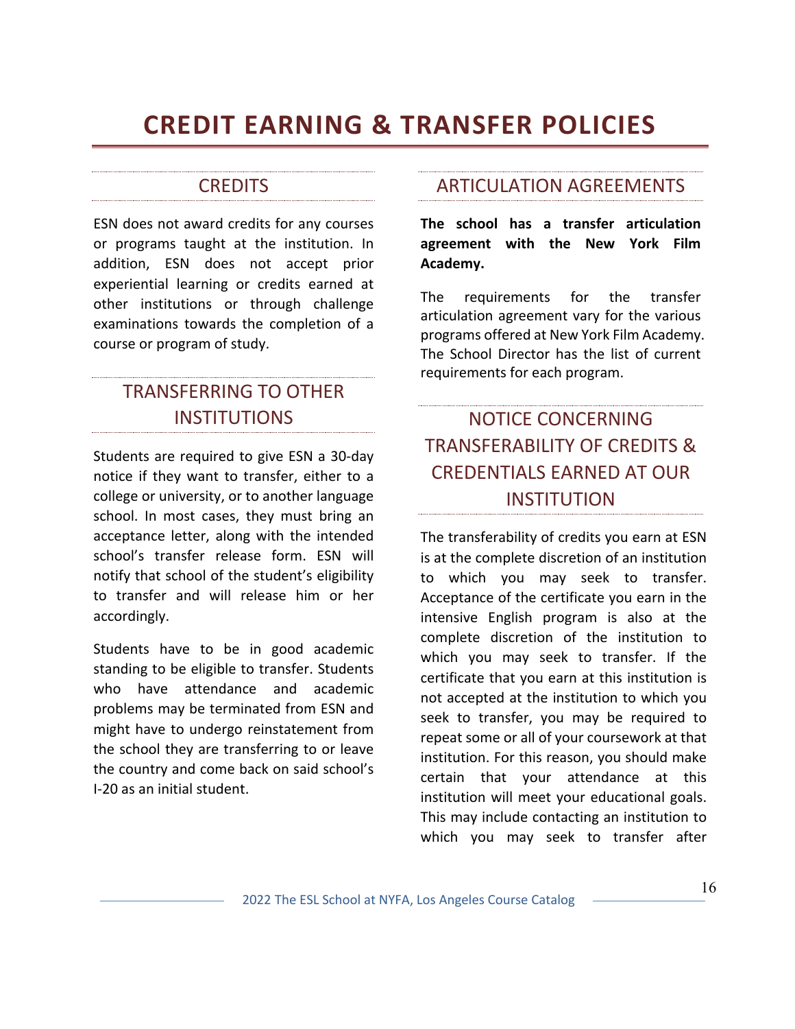# CREDIT EARNING & TRANSFER POLICIES

## CREDITS

ESN does not award credits for any courses or programs taught at the institution. In addition, ESN does not accept prior experiential learning or credits earned at other institutions or through challenge examinations towards the completion of a course or program of study.

## TRANSFERRING TO OTHER INSTITUTIONS

Students are required to give ESN a 30-day notice if they want to transfer, either to a college or university, or to another language school. In most cases, they must bring an acceptance letter, along with the intended school's transfer release form. ESN will notify that school of the student's eligibility to transfer and will release him or her accordingly.

Students have to be in good academic standing to be eligible to transfer. Students who have attendance and academic problems may be terminated from ESN and might have to undergo reinstatement from the school they are transferring to or leave the country and come back on said school's I-20 as an initial student.

## ARTICULATION AGREEMENTS

**The school has a transfer articulation agreement with the New York Film Academy.**

The requirements for the transfer articulation agreement vary for the various programs offered at New York Film Academy. The School Director has the list of current requirements for each program.

## NOTICE CONCERNING TRANSFERABILITY OF CREDITS & CREDENTIALS EARNED AT OUR INSTITUTION

The transferability of credits you earn at ESN is at the complete discretion of an institution to which you may seek to transfer. Acceptance of the certificate you earn in the intensive English program is also at the complete discretion of the institution to which you may seek to transfer. If the certificate that you earn at this institution is not accepted at the institution to which you seek to transfer, you may be required to repeat some or all of your coursework at that institution. For this reason, you should make certain that your attendance at this institution will meet your educational goals. This may include contacting an institution to which you may seek to transfer after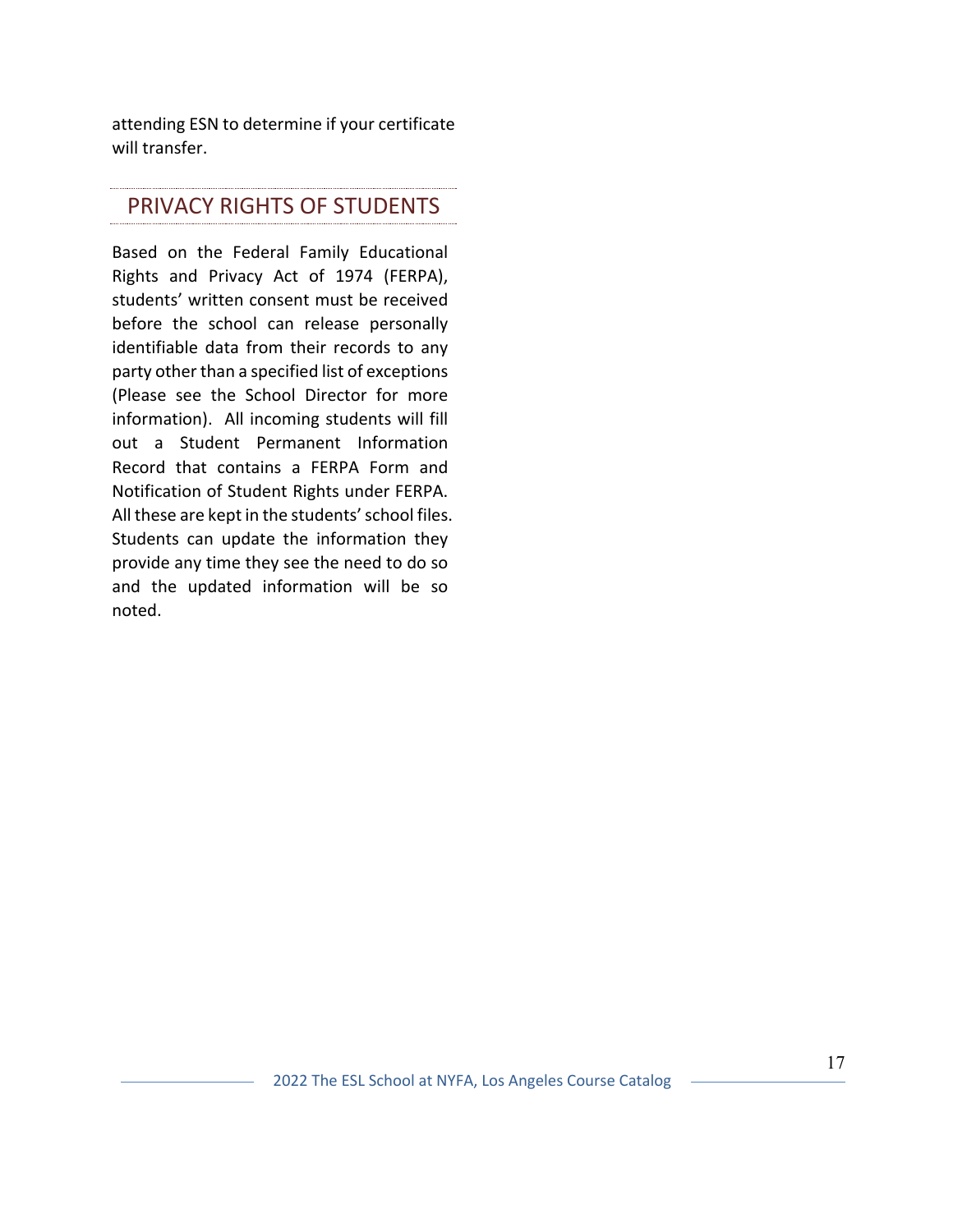attending ESN to determine if your certificate will transfer.

## PRIVACY RIGHTS OF STUDENTS

Based on the Federal Family Educational Rights and Privacy Act of 1974 (FERPA), students' written consent must be received before the school can release personally identifiable data from their records to any party other than a specified list of exceptions (Please see the School Director for more information). All incoming students will fill out a Student Permanent Information Record that contains a FERPA Form and Notification of Student Rights under FERPA. All these are kept in the students' school files. Students can update the information they provide any time they see the need to do so and the updated information will be so noted.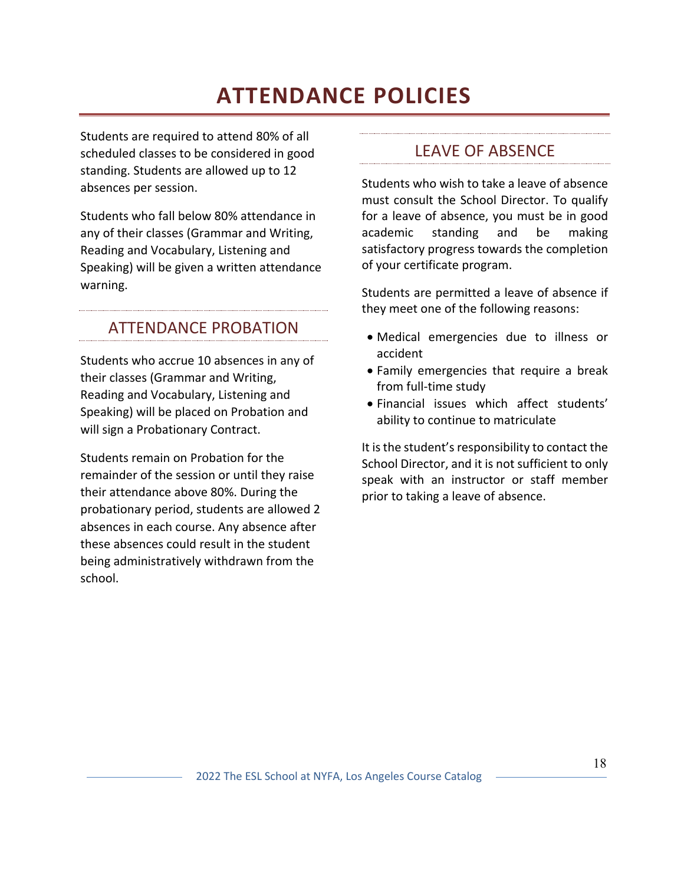# ATTENDANCE POLICIES

Students are required to attend 80% of all scheduled classes to be considered in good standing. Students are allowed up to 12 absences per session.

Students who fall below 80% attendance in any of their classes (Grammar and Writing, Reading and Vocabulary, Listening and Speaking) will be given a written attendance warning.

## ATTENDANCE PROBATION

Students who accrue 10 absences in any of their classes (Grammar and Writing, Reading and Vocabulary, Listening and Speaking) will be placed on Probation and will sign a Probationary Contract.

Students remain on Probation for the remainder of the session or until they raise their attendance above 80%. During the probationary period, students are allowed 2 absences in each course. Any absence after these absences could result in the student being administratively withdrawn from the school.

## LEAVE OF ABSENCE

Students who wish to take a leave of absence must consult the School Director. To qualify for a leave of absence, you must be in good academic standing and be making satisfactory progress towards the completion of your certificate program.

Students are permitted a leave of absence if they meet one of the following reasons:

- Medical emergencies due to illness or accident
- Family emergencies that require a break from full-time study
- Financial issues which affect students' ability to continue to matriculate

It is the student's responsibility to contact the School Director, and it is not sufficient to only speak with an instructor or staff member prior to taking a leave of absence.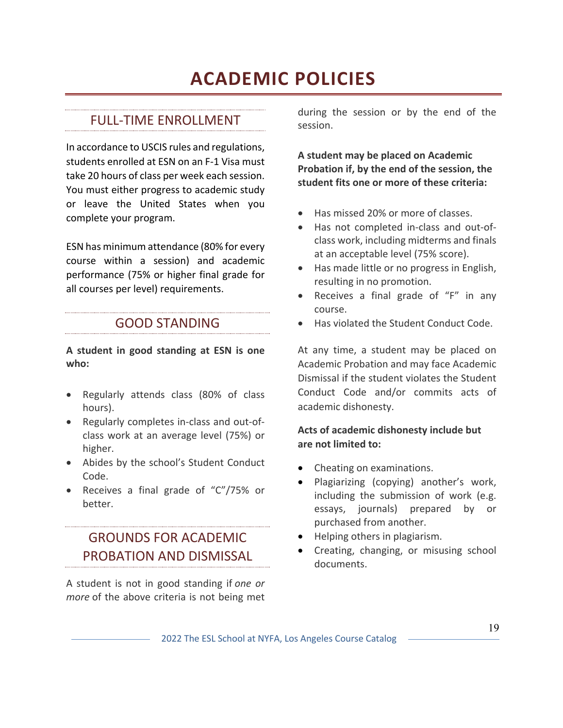# ACADEMIC POLICIES

## FULL-TIME ENROLLMENT

In accordance to USCIS rules and regulations, students enrolled at ESN on an F-1 Visa must take 20 hours of class per week each session. You must either progress to academic study or leave the United States when you complete your program.

ESN has minimum attendance (80% for every course within a session) and academic performance (75% or higher final grade for all courses per level) requirements.

## GOOD STANDING

**A student in good standing at ESN is one who:**

- Regularly attends class (80% of class hours).
- Regularly completes in-class and out-of-class work at an average level (75%) or higher.
- Abides by the school's Student Conduct Code.
- Receives a final grade of "C"/75% or better.

## GROUNDS FOR ACADEMIC PROBATION AND DISMISSAL

A student is not in good standing if *one or more* of the above criteria is not being met during the session or by the end of the session.

**A student may be placed on Academic Probation if, by the end of the session, the student fits one or more of these criteria:**

- Has missed 20% or more of classes.
- Has not completed in-class and out-of-class work, including midterms and finals at an acceptable level (75% score).
- Has made little or no progress in English, resulting in no promotion.
- Receives a final grade of "F" in any course.
- Has violated the Student Conduct Code.

At any time, a student may be placed on Academic Probation and may face Academic Dismissal if the student violates the Student Conduct Code and/or commits acts of academic dishonesty.

**Acts of academic dishonesty include but are not limited to:**

- Cheating on examinations.
- Plagiarizing (copying) another's work, including the submission of work (e.g. essays, journals) prepared by or purchased from another.
- Helping others in plagiarism.
- Creating, changing, or misusing school documents.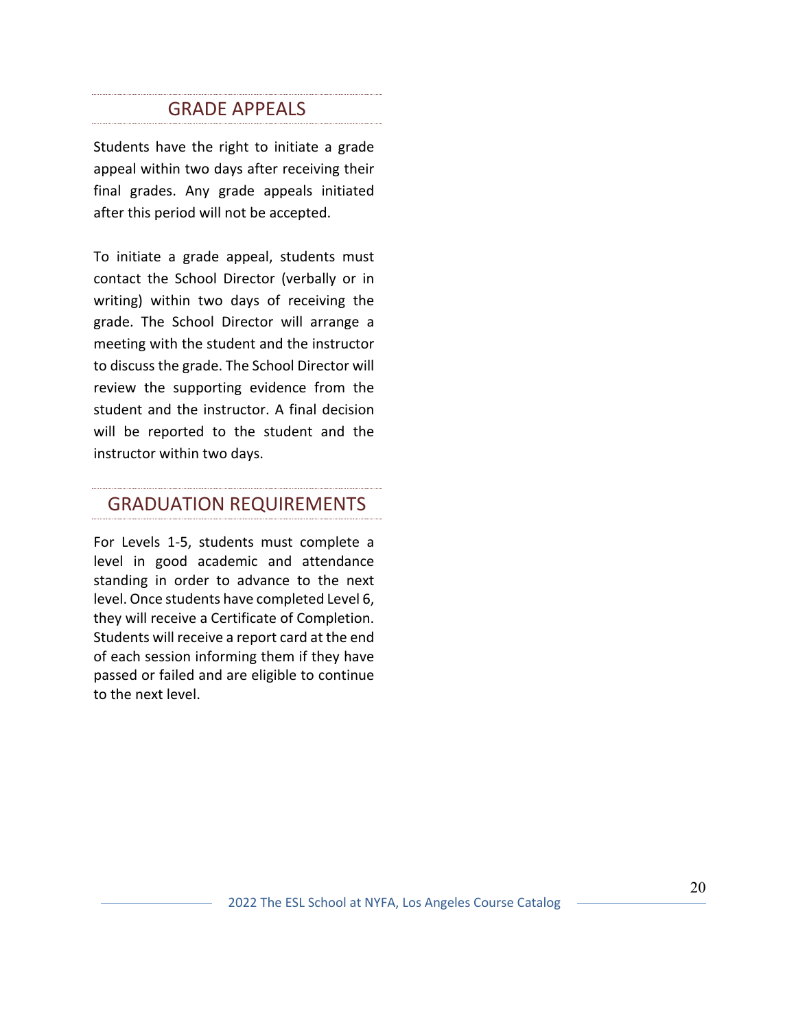## GRADE APPEALS

Students have the right to initiate a grade appeal within two days after receiving their final grades. Any grade appeals initiated after this period will not be accepted.

To initiate a grade appeal, students must contact the School Director (verbally or in writing) within two days of receiving the grade. The School Director will arrange a meeting with the student and the instructor to discuss the grade. The School Director will review the supporting evidence from the student and the instructor. A final decision will be reported to the student and the instructor within two days.

## GRADUATION REQUIREMENTS

For Levels 1-5, students must complete a level in good academic and attendance standing in order to advance to the next level. Once students have completed Level 6, they will receive a Certificate of Completion. Students will receive a report card at the end of each session informing them if they have passed or failed and are eligible to continue to the next level.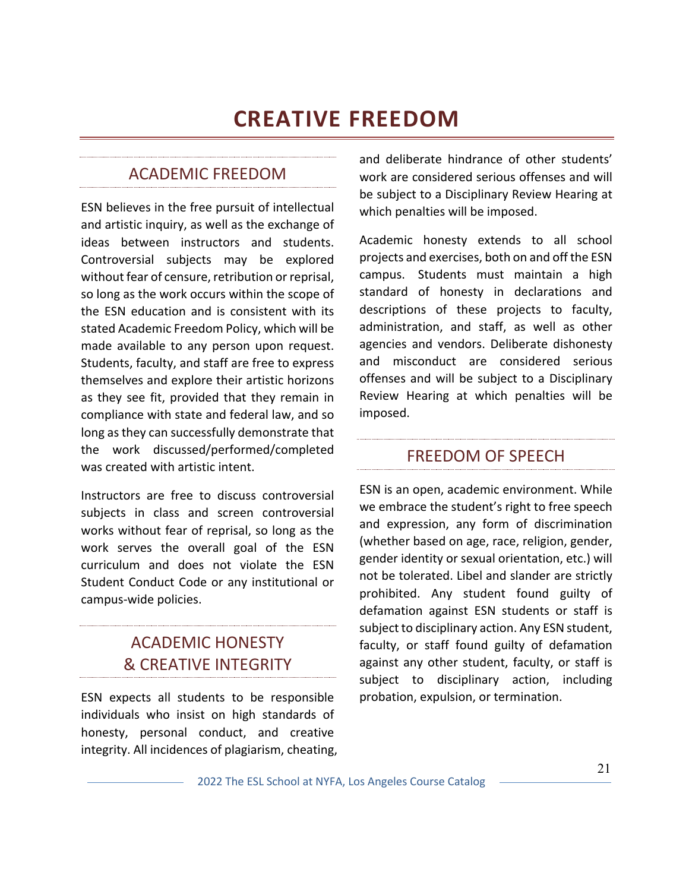# CREATIVE FREEDOM

## ACADEMIC FREEDOM

ESN believes in the free pursuit of intellectual and artistic inquiry, as well as the exchange of ideas between instructors and students. Controversial subjects may be explored without fear of censure, retribution or reprisal, so long as the work occurs within the scope of the ESN education and is consistent with its stated Academic Freedom Policy, which will be made available to any person upon request. Students, faculty, and staff are free to express themselves and explore their artistic horizons as they see fit, provided that they remain in compliance with state and federal law, and so long as they can successfully demonstrate that the work discussed/performed/completed was created with artistic intent.

Instructors are free to discuss controversial subjects in class and screen controversial works without fear of reprisal, so long as the work serves the overall goal of the ESN curriculum and does not violate the ESN Student Conduct Code or any institutional or campus-wide policies.

## ACADEMIC HONESTY & CREATIVE INTEGRITY

ESN expects all students to be responsible individuals who insist on high standards of honesty, personal conduct, and creative integrity. All incidences of plagiarism, cheating, and deliberate hindrance of other students' work are considered serious offenses and will be subject to a Disciplinary Review Hearing at which penalties will be imposed.

Academic honesty extends to all school projects and exercises, both on and off the ESN campus. Students must maintain a high standard of honesty in declarations and descriptions of these projects to faculty, administration, and staff, as well as other agencies and vendors. Deliberate dishonesty and misconduct are considered serious offenses and will be subject to a Disciplinary Review Hearing at which penalties will be imposed.

## FREEDOM OF SPEECH

ESN is an open, academic environment. While we embrace the student's right to free speech and expression, any form of discrimination (whether based on age, race, religion, gender, gender identity or sexual orientation, etc.) will not be tolerated. Libel and slander are strictly prohibited. Any student found guilty of defamation against ESN students or staff is subject to disciplinary action. Any ESN student, faculty, or staff found guilty of defamation against any other student, faculty, or staff is subject to disciplinary action, including probation, expulsion, or termination.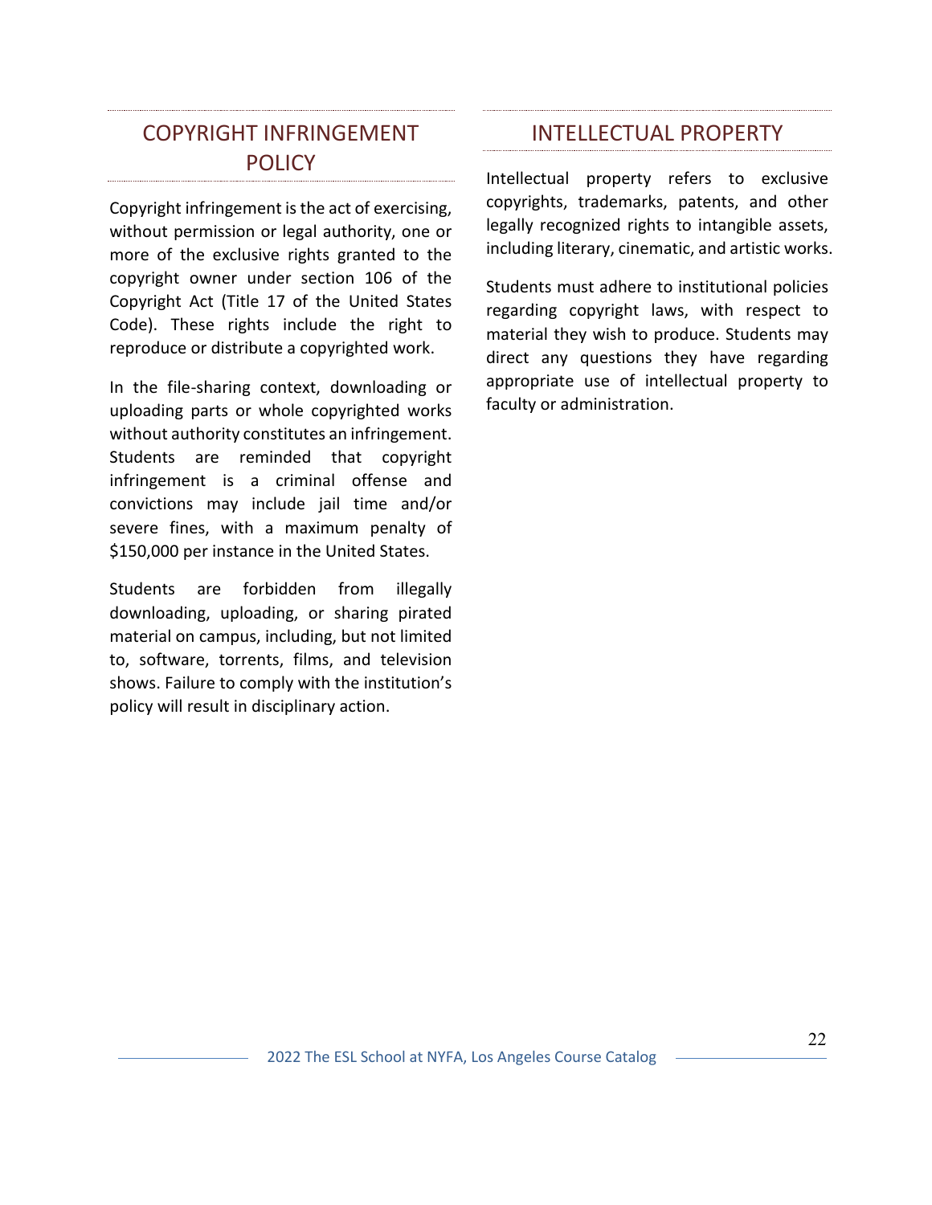## COPYRIGHT INFRINGEMENT POLICY

Copyright infringement is the act of exercising, without permission or legal authority, one or more of the exclusive rights granted to the copyright owner under section 106 of the Copyright Act (Title 17 of the United States Code). These rights include the right to reproduce or distribute a copyrighted work.

In the file-sharing context, downloading or uploading parts or whole copyrighted works without authority constitutes an infringement. Students are reminded that copyright infringement is a criminal offense and convictions may include jail time and/or severe fines, with a maximum penalty of $150,000 per instance in the United States.

Students are forbidden from illegally downloading, uploading, or sharing pirated material on campus, including, but not limited to, software, torrents, films, and television shows. Failure to comply with the institution's policy will result in disciplinary action.

## INTELLECTUAL PROPERTY

Intellectual property refers to exclusive copyrights, trademarks, patents, and other legally recognized rights to intangible assets, including literary, cinematic, and artistic works.

Students must adhere to institutional policies regarding copyright laws, with respect to material they wish to produce. Students may direct any questions they have regarding appropriate use of intellectual property to faculty or administration.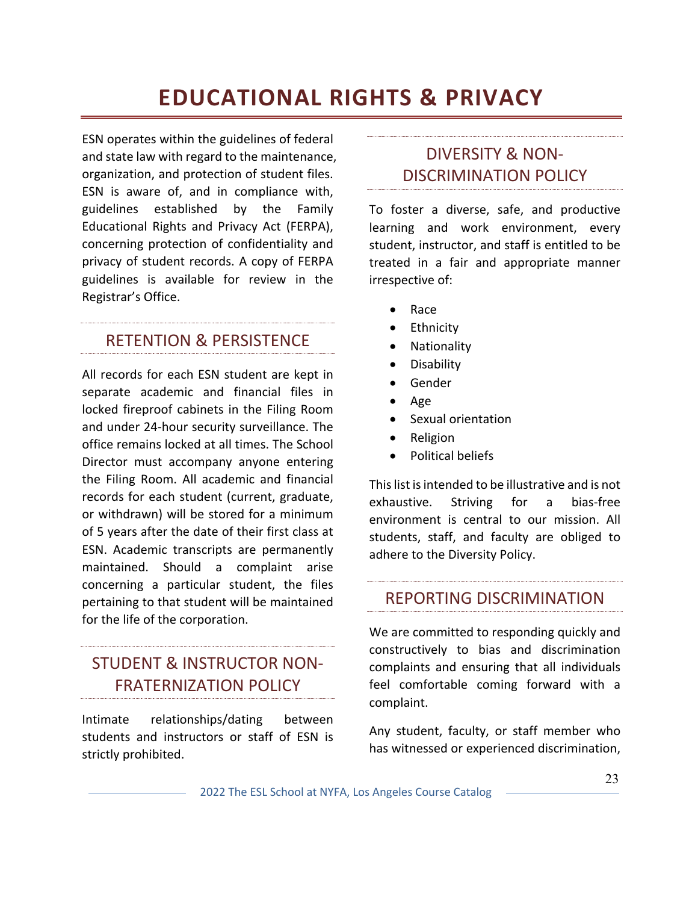# EDUCATIONAL RIGHTS & PRIVACY

ESN operates within the guidelines of federal and state law with regard to the maintenance, organization, and protection of student files. ESN is aware of, and in compliance with, guidelines established by the Family Educational Rights and Privacy Act (FERPA), concerning protection of confidentiality and privacy of student records. A copy of FERPA guidelines is available for review in the Registrar's Office.

## RETENTION & PERSISTENCE

All records for each ESN student are kept in separate academic and financial files in locked fireproof cabinets in the Filing Room and under 24-hour security surveillance. The office remains locked at all times. The School Director must accompany anyone entering the Filing Room. All academic and financial records for each student (current, graduate, or withdrawn) will be stored for a minimum of 5 years after the date of their first class at ESN. Academic transcripts are permanently maintained. Should a complaint arise concerning a particular student, the files pertaining to that student will be maintained for the life of the corporation.

## STUDENT & INSTRUCTOR NON-FRATERNIZATION POLICY

Intimate relationships/dating between students and instructors or staff of ESN is strictly prohibited.

## DIVERSITY & NON-DISCRIMINATION POLICY

To foster a diverse, safe, and productive learning and work environment, every student, instructor, and staff is entitled to be treated in a fair and appropriate manner irrespective of:

- Race
- Ethnicity
- Nationality
- Disability
- Gender
- Age
- Sexual orientation
- Religion
- Political beliefs

This list is intended to be illustrative and is not exhaustive. Striving for a bias-free environment is central to our mission. All students, staff, and faculty are obliged to adhere to the Diversity Policy.

## REPORTING DISCRIMINATION

We are committed to responding quickly and constructively to bias and discrimination complaints and ensuring that all individuals feel comfortable coming forward with a complaint.

Any student, faculty, or staff member who has witnessed or experienced discrimination,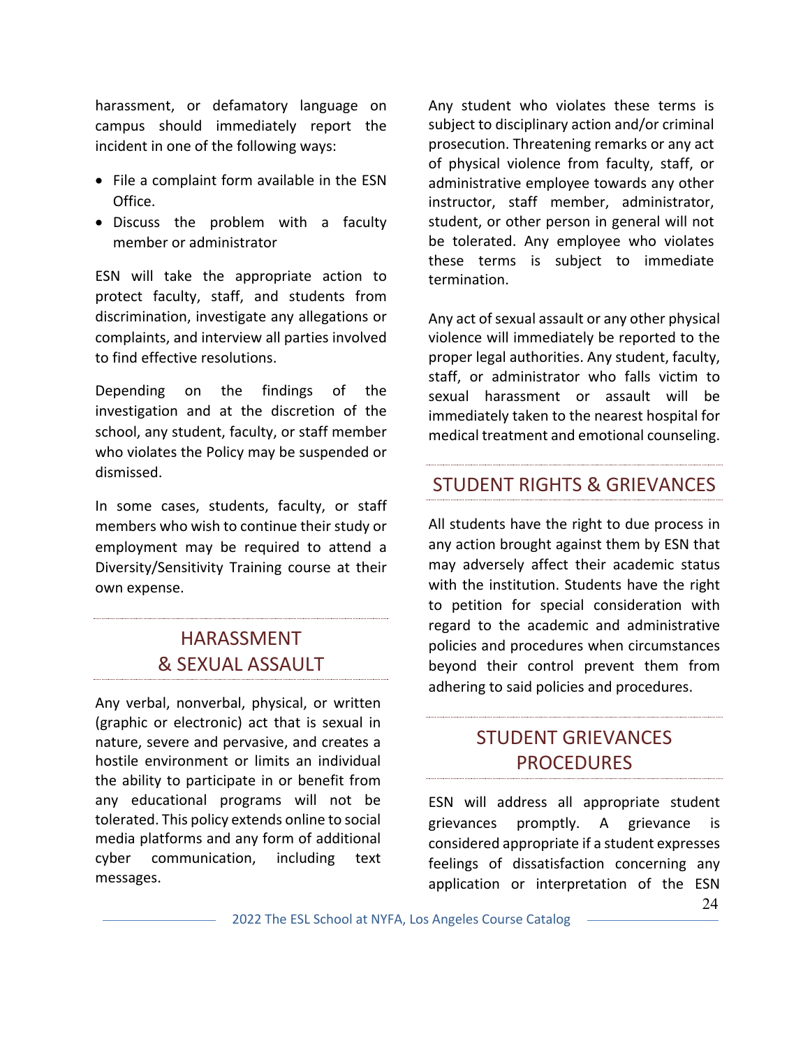harassment, or defamatory language on campus should immediately report the incident in one of the following ways:

- File a complaint form available in the ESN Office.
- Discuss the problem with a faculty member or administrator

ESN will take the appropriate action to protect faculty, staff, and students from discrimination, investigate any allegations or complaints, and interview all parties involved to find effective resolutions.

Depending on the findings of the investigation and at the discretion of the school, any student, faculty, or staff member who violates the Policy may be suspended or dismissed.

In some cases, students, faculty, or staff members who wish to continue their study or employment may be required to attend a Diversity/Sensitivity Training course at their own expense.

## HARASSMENT & SEXUAL ASSAULT

Any verbal, nonverbal, physical, or written (graphic or electronic) act that is sexual in nature, severe and pervasive, and creates a hostile environment or limits an individual the ability to participate in or benefit from any educational programs will not be tolerated. This policy extends online to social media platforms and any form of additional cyber communication, including text messages.

Any student who violates these terms is subject to disciplinary action and/or criminal prosecution. Threatening remarks or any act of physical violence from faculty, staff, or administrative employee towards any other instructor, staff member, administrator, student, or other person in general will not be tolerated. Any employee who violates these terms is subject to immediate termination.

Any act of sexual assault or any other physical violence will immediately be reported to the proper legal authorities. Any student, faculty, staff, or administrator who falls victim to sexual harassment or assault will be immediately taken to the nearest hospital for medical treatment and emotional counseling.

## STUDENT RIGHTS & GRIEVANCES

All students have the right to due process in any action brought against them by ESN that may adversely affect their academic status with the institution. Students have the right to petition for special consideration with regard to the academic and administrative policies and procedures when circumstances beyond their control prevent them from adhering to said policies and procedures.

## STUDENT GRIEVANCES PROCEDURES

ESN will address all appropriate student grievances promptly. A grievance is considered appropriate if a student expresses feelings of dissatisfaction concerning any application or interpretation of the ESN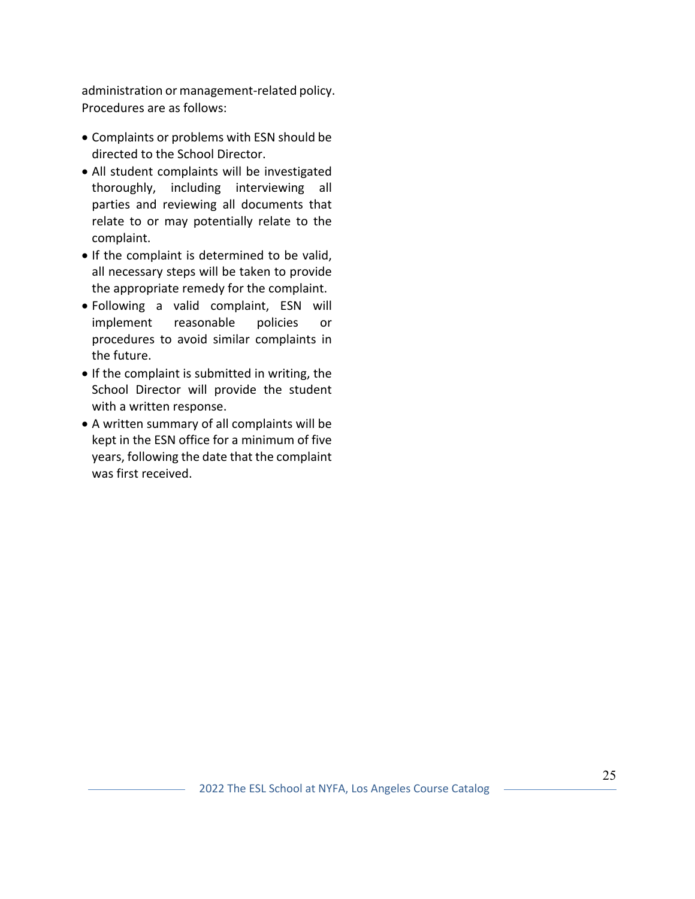administration or management-related policy. Procedures are as follows:

- Complaints or problems with ESN should be directed to the School Director.
- All student complaints will be investigated thoroughly, including interviewing all parties and reviewing all documents that relate to or may potentially relate to the complaint.
- If the complaint is determined to be valid, all necessary steps will be taken to provide the appropriate remedy for the complaint.
- Following a valid complaint, ESN will implement reasonable policies or procedures to avoid similar complaints in the future.
- If the complaint is submitted in writing, the School Director will provide the student with a written response.
- A written summary of all complaints will be kept in the ESN office for a minimum of five years, following the date that the complaint was first received.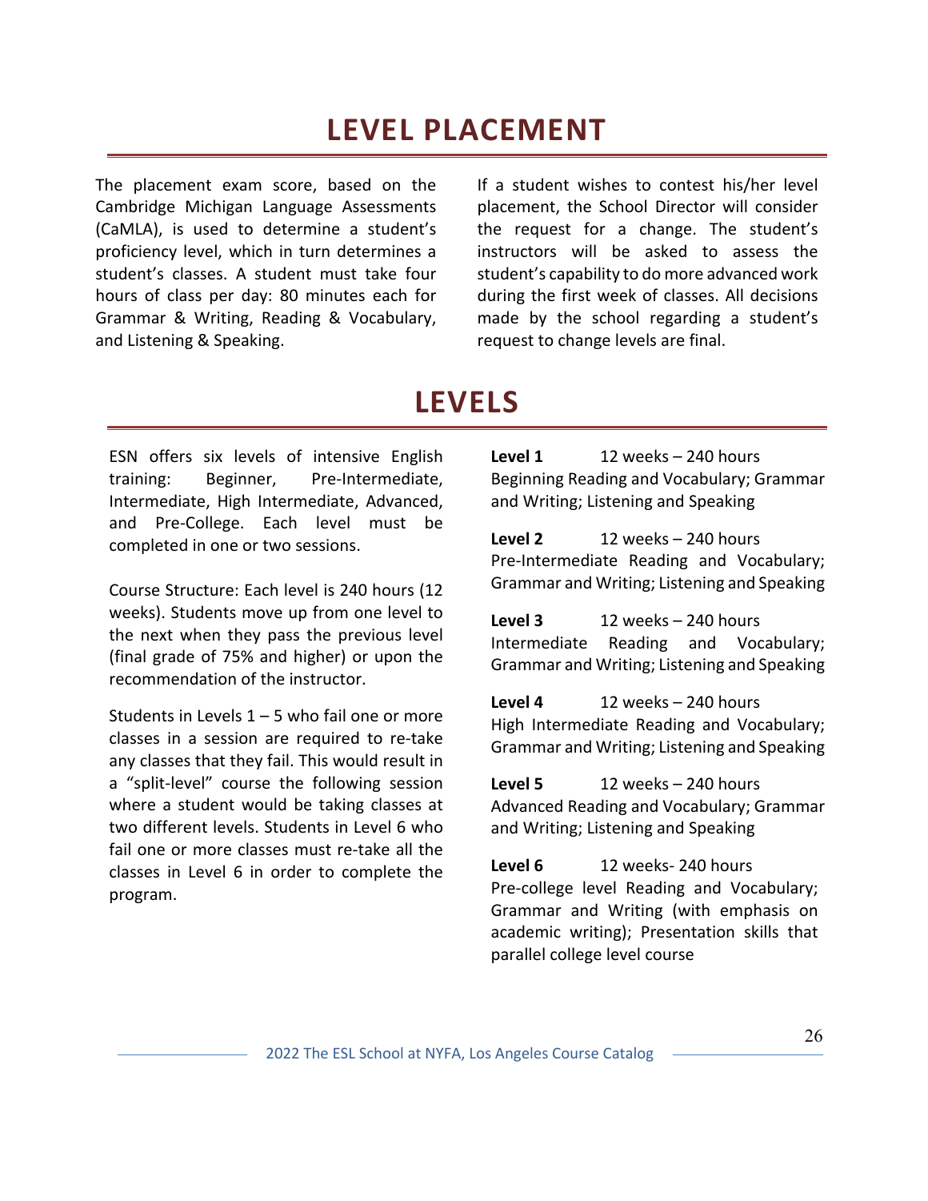# LEVEL PLACEMENT

The placement exam score, based on the Cambridge Michigan Language Assessments (CaMLA), is used to determine a student's proficiency level, which in turn determines a student's classes. A student must take four hours of class per day: 80 minutes each for Grammar & Writing, Reading & Vocabulary, and Listening & Speaking.

If a student wishes to contest his/her level placement, the School Director will consider the request for a change. The student's instructors will be asked to assess the student's capability to do more advanced work during the first week of classes. All decisions made by the school regarding a student's request to change levels are final.

# LEVELS

ESN offers six levels of intensive English training: Beginner, Pre-Intermediate, Intermediate, High Intermediate, Advanced, and Pre-College. Each level must be completed in one or two sessions.

Course Structure: Each level is 240 hours (12 weeks). Students move up from one level to the next when they pass the previous level (final grade of 75% and higher) or upon the recommendation of the instructor.

Students in Levels 1 – 5 who fail one or more classes in a session are required to re-take any classes that they fail. This would result in a "split-level" course the following session where a student would be taking classes at two different levels. Students in Level 6 who fail one or more classes must re-take all the classes in Level 6 in order to complete the program.

**Level 1** 12 weeks – 240 hours
Beginning Reading and Vocabulary; Grammar and Writing; Listening and Speaking

**Level 2** 12 weeks – 240 hours
Pre-Intermediate Reading and Vocabulary; Grammar and Writing; Listening and Speaking

**Level 3** 12 weeks – 240 hours
Intermediate Reading and Vocabulary; Grammar and Writing; Listening and Speaking

**Level 4** 12 weeks – 240 hours
High Intermediate Reading and Vocabulary; Grammar and Writing; Listening and Speaking

**Level 5** 12 weeks – 240 hours
Advanced Reading and Vocabulary; Grammar and Writing; Listening and Speaking

**Level 6** 12 weeks- 240 hours
Pre-college level Reading and Vocabulary; Grammar and Writing (with emphasis on academic writing); Presentation skills that parallel college level course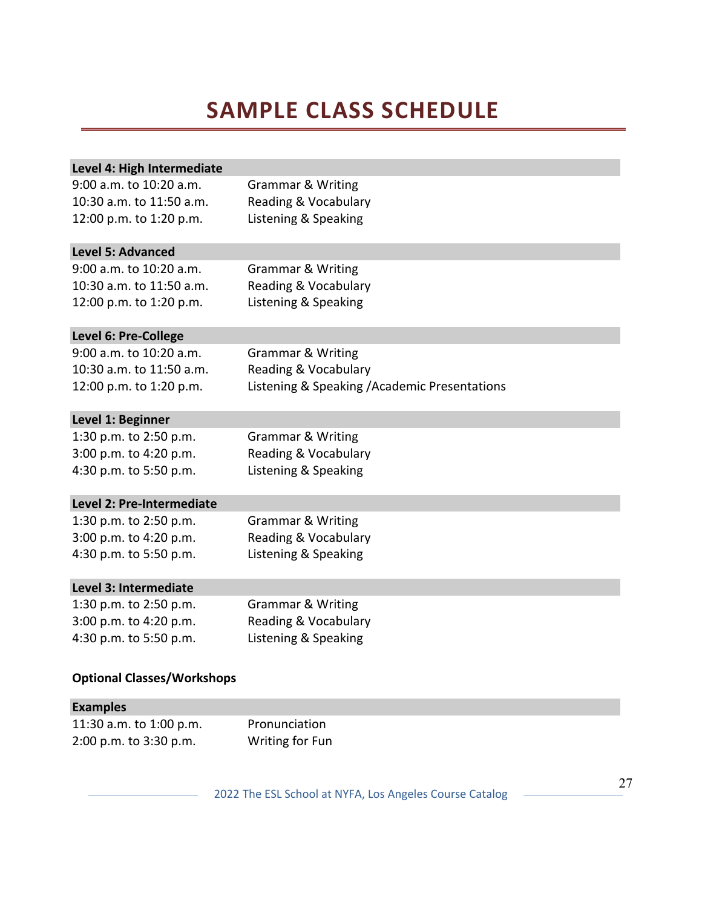# SAMPLE CLASS SCHEDULE

| Level 4: High Intermediate | |
|---|---|
| 9:00 a.m. to 10:20 a.m. | Grammar & Writing |
| 10:30 a.m. to 11:50 a.m. | Reading & Vocabulary |
| 12:00 p.m. to 1:20 p.m. | Listening & Speaking |

| Level 5: Advanced | |
|---|---|
| 9:00 a.m. to 10:20 a.m. | Grammar & Writing |
| 10:30 a.m. to 11:50 a.m. | Reading & Vocabulary |
| 12:00 p.m. to 1:20 p.m. | Listening & Speaking |

| Level 6: Pre-College | |
|---|---|
| 9:00 a.m. to 10:20 a.m. | Grammar & Writing |
| 10:30 a.m. to 11:50 a.m. | Reading & Vocabulary |
| 12:00 p.m. to 1:20 p.m. | Listening & Speaking /Academic Presentations |

| Level 1: Beginner | |
|---|---|
| 1:30 p.m. to 2:50 p.m. | Grammar & Writing |
| 3:00 p.m. to 4:20 p.m. | Reading & Vocabulary |
| 4:30 p.m. to 5:50 p.m. | Listening & Speaking |

| Level 2: Pre-Intermediate | |
|---|---|
| 1:30 p.m. to 2:50 p.m. | Grammar & Writing |
| 3:00 p.m. to 4:20 p.m. | Reading & Vocabulary |
| 4:30 p.m. to 5:50 p.m. | Listening & Speaking |

| Level 3: Intermediate | |
|---|---|
| 1:30 p.m. to 2:50 p.m. | Grammar & Writing |
| 3:00 p.m. to 4:20 p.m. | Reading & Vocabulary |
| 4:30 p.m. to 5:50 p.m. | Listening & Speaking |

**Optional Classes/Workshops**

| Examples | |
|---|---|
| 11:30 a.m. to 1:00 p.m. | Pronunciation |
| 2:00 p.m. to 3:30 p.m. | Writing for Fun |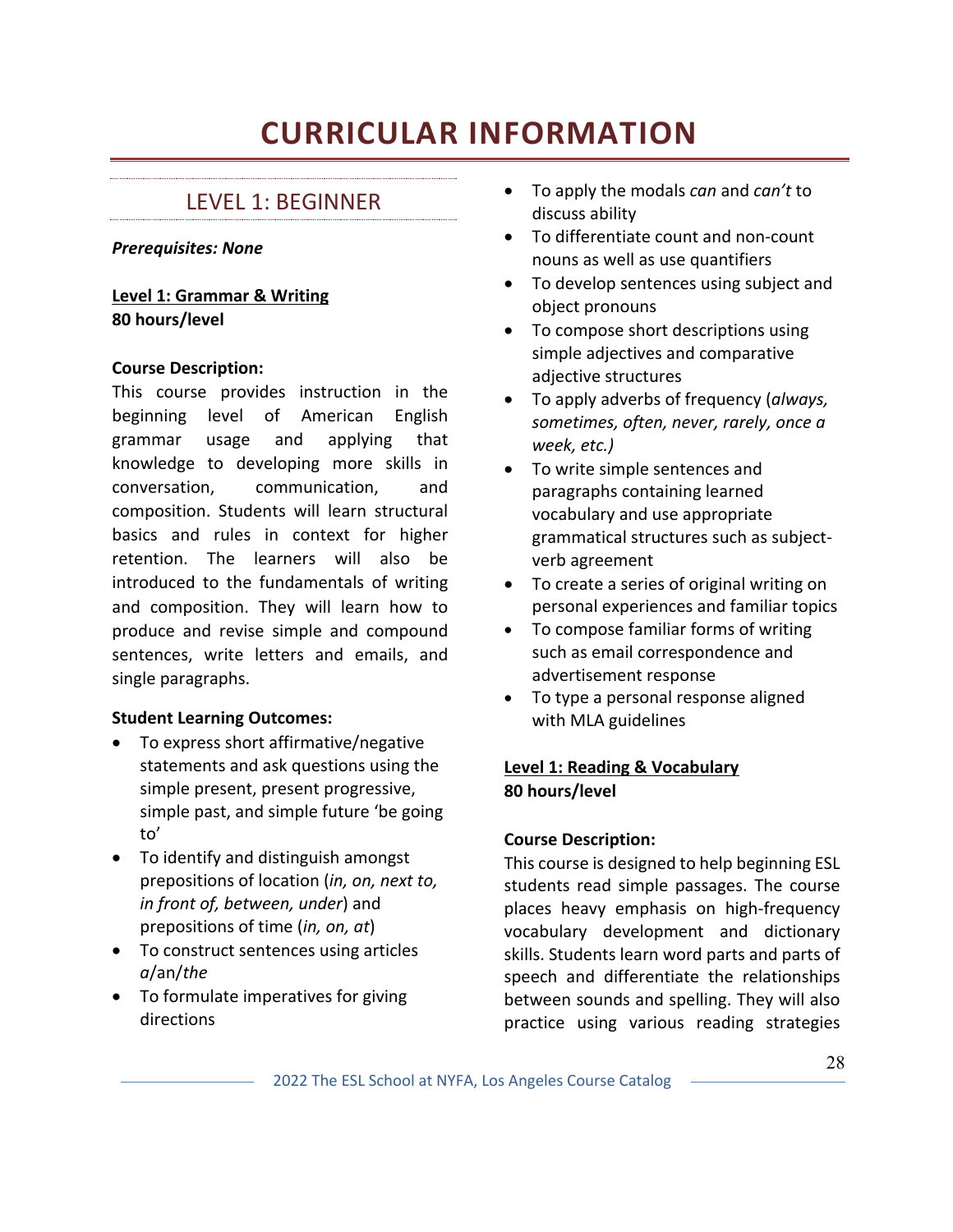# CURRICULAR INFORMATION

## LEVEL 1: BEGINNER

***Prerequisites: None***

**Level 1: Grammar & Writing**
**80 hours/level**

**Course Description:**
This course provides instruction in the beginning level of American English grammar usage and applying that knowledge to developing more skills in conversation, communication, and composition. Students will learn structural basics and rules in context for higher retention. The learners will also be introduced to the fundamentals of writing and composition. They will learn how to produce and revise simple and compound sentences, write letters and emails, and single paragraphs.

**Student Learning Outcomes:**

- To express short affirmative/negative statements and ask questions using the simple present, present progressive, simple past, and simple future 'be going to'
- To identify and distinguish amongst prepositions of location (*in, on, next to, in front of, between, under*) and prepositions of time (*in, on, at*)
- To construct sentences using articles *a*/an/*the*
- To formulate imperatives for giving directions
- To apply the modals *can* and *can't* to discuss ability
- To differentiate count and non-count nouns as well as use quantifiers
- To develop sentences using subject and object pronouns
- To compose short descriptions using simple adjectives and comparative adjective structures
- To apply adverbs of frequency (*always, sometimes, often, never, rarely, once a week, etc.)*
- To write simple sentences and paragraphs containing learned vocabulary and use appropriate grammatical structures such as subject-verb agreement
- To create a series of original writing on personal experiences and familiar topics
- To compose familiar forms of writing such as email correspondence and advertisement response
- To type a personal response aligned with MLA guidelines

**Level 1: Reading & Vocabulary**
**80 hours/level**

**Course Description:**
This course is designed to help beginning ESL students read simple passages. The course places heavy emphasis on high-frequency vocabulary development and dictionary skills. Students learn word parts and parts of speech and differentiate the relationships between sounds and spelling. They will also practice using various reading strategies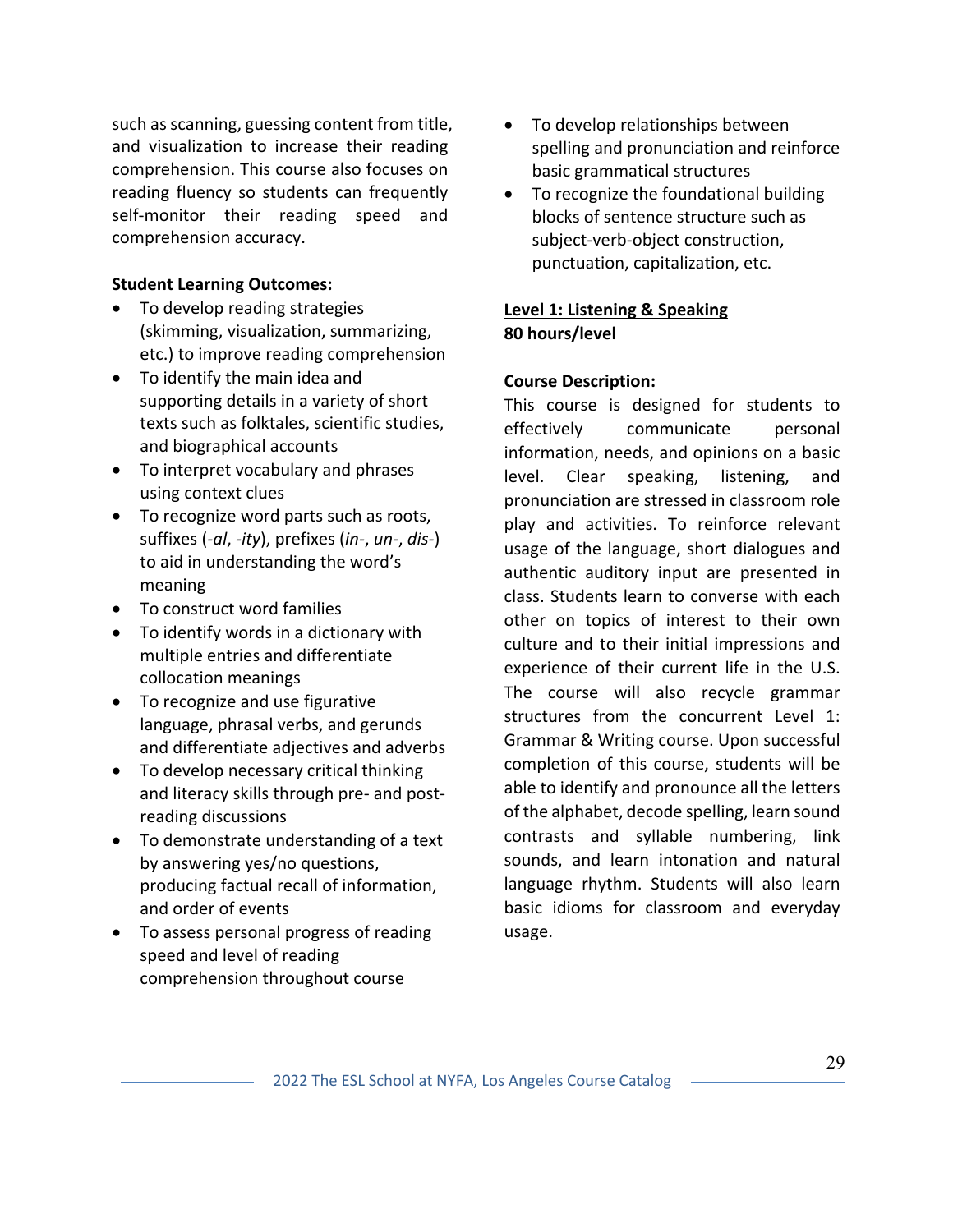such as scanning, guessing content from title, and visualization to increase their reading comprehension. This course also focuses on reading fluency so students can frequently self-monitor their reading speed and comprehension accuracy.

**Student Learning Outcomes:**

- To develop reading strategies (skimming, visualization, summarizing, etc.) to improve reading comprehension
- To identify the main idea and supporting details in a variety of short texts such as folktales, scientific studies, and biographical accounts
- To interpret vocabulary and phrases using context clues
- To recognize word parts such as roots, suffixes (-*al*, -*ity*), prefixes (*in*-, *un*-, *dis*-) to aid in understanding the word's meaning
- To construct word families
- To identify words in a dictionary with multiple entries and differentiate collocation meanings
- To recognize and use figurative language, phrasal verbs, and gerunds and differentiate adjectives and adverbs
- To develop necessary critical thinking and literacy skills through pre- and post-reading discussions
- To demonstrate understanding of a text by answering yes/no questions, producing factual recall of information, and order of events
- To assess personal progress of reading speed and level of reading comprehension throughout course
- To develop relationships between spelling and pronunciation and reinforce basic grammatical structures
- To recognize the foundational building blocks of sentence structure such as subject-verb-object construction, punctuation, capitalization, etc.

## Level 1: Listening & Speaking

**80 hours/level**

**Course Description:**

This course is designed for students to effectively communicate personal information, needs, and opinions on a basic level. Clear speaking, listening, and pronunciation are stressed in classroom role play and activities. To reinforce relevant usage of the language, short dialogues and authentic auditory input are presented in class. Students learn to converse with each other on topics of interest to their own culture and to their initial impressions and experience of their current life in the U.S. The course will also recycle grammar structures from the concurrent Level 1: Grammar & Writing course. Upon successful completion of this course, students will be able to identify and pronounce all the letters of the alphabet, decode spelling, learn sound contrasts and syllable numbering, link sounds, and learn intonation and natural language rhythm. Students will also learn basic idioms for classroom and everyday usage.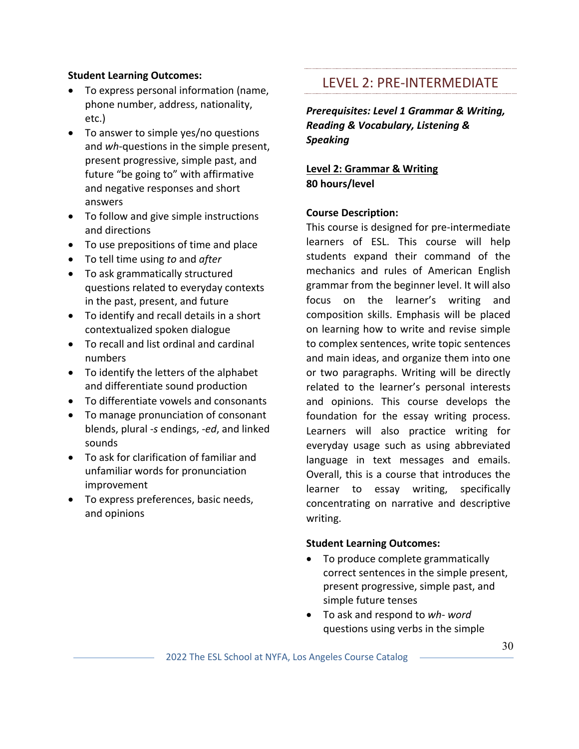**Student Learning Outcomes:**

- To express personal information (name, phone number, address, nationality, etc.)
- To answer to simple yes/no questions and *wh*-questions in the simple present, present progressive, simple past, and future “be going to” with affirmative and negative responses and short answers
- To follow and give simple instructions and directions
- To use prepositions of time and place
- To tell time using *to* and *after*
- To ask grammatically structured questions related to everyday contexts in the past, present, and future
- To identify and recall details in a short contextualized spoken dialogue
- To recall and list ordinal and cardinal numbers
- To identify the letters of the alphabet and differentiate sound production
- To differentiate vowels and consonants
- To manage pronunciation of consonant blends, plural *-s* endings, *-ed*, and linked sounds
- To ask for clarification of familiar and unfamiliar words for pronunciation improvement
- To express preferences, basic needs, and opinions

## LEVEL 2: PRE-INTERMEDIATE

***Prerequisites: Level 1 Grammar & Writing, Reading & Vocabulary, Listening & Speaking***

**Level 2: Grammar & Writing**
**80 hours/level**

**Course Description:**
This course is designed for pre-intermediate learners of ESL. This course will help students expand their command of the mechanics and rules of American English grammar from the beginner level. It will also focus on the learner’s writing and composition skills. Emphasis will be placed on learning how to write and revise simple to complex sentences, write topic sentences and main ideas, and organize them into one or two paragraphs. Writing will be directly related to the learner’s personal interests and opinions. This course develops the foundation for the essay writing process. Learners will also practice writing for everyday usage such as using abbreviated language in text messages and emails. Overall, this is a course that introduces the learner to essay writing, specifically concentrating on narrative and descriptive writing.

**Student Learning Outcomes:**

- To produce complete grammatically correct sentences in the simple present, present progressive, simple past, and simple future tenses
- To ask and respond to *wh- word* questions using verbs in the simple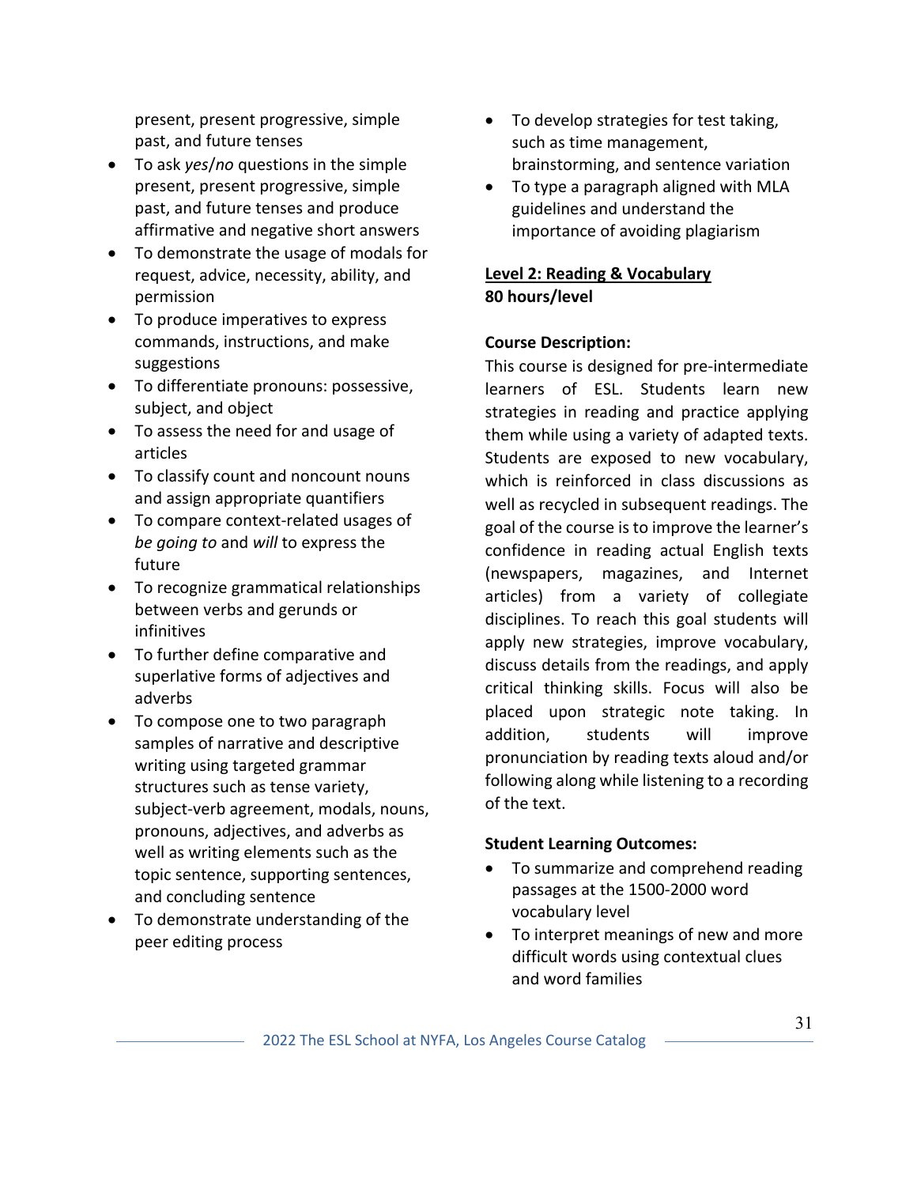present, present progressive, simple past, and future tenses

- To ask *yes*/*no* questions in the simple present, present progressive, simple past, and future tenses and produce affirmative and negative short answers
- To demonstrate the usage of modals for request, advice, necessity, ability, and permission
- To produce imperatives to express commands, instructions, and make suggestions
- To differentiate pronouns: possessive, subject, and object
- To assess the need for and usage of articles
- To classify count and noncount nouns and assign appropriate quantifiers
- To compare context-related usages of *be going to* and *will* to express the future
- To recognize grammatical relationships between verbs and gerunds or infinitives
- To further define comparative and superlative forms of adjectives and adverbs
- To compose one to two paragraph samples of narrative and descriptive writing using targeted grammar structures such as tense variety, subject-verb agreement, modals, nouns, pronouns, adjectives, and adverbs as well as writing elements such as the topic sentence, supporting sentences, and concluding sentence
- To demonstrate understanding of the peer editing process
- To develop strategies for test taking, such as time management, brainstorming, and sentence variation
- To type a paragraph aligned with MLA guidelines and understand the importance of avoiding plagiarism

## Level 2: Reading & Vocabulary

**80 hours/level**

**Course Description:**

This course is designed for pre-intermediate learners of ESL. Students learn new strategies in reading and practice applying them while using a variety of adapted texts. Students are exposed to new vocabulary, which is reinforced in class discussions as well as recycled in subsequent readings. The goal of the course is to improve the learner's confidence in reading actual English texts (newspapers, magazines, and Internet articles) from a variety of collegiate disciplines. To reach this goal students will apply new strategies, improve vocabulary, discuss details from the readings, and apply critical thinking skills. Focus will also be placed upon strategic note taking. In addition, students will improve pronunciation by reading texts aloud and/or following along while listening to a recording of the text.

**Student Learning Outcomes:**

- To summarize and comprehend reading passages at the 1500-2000 word vocabulary level
- To interpret meanings of new and more difficult words using contextual clues and word families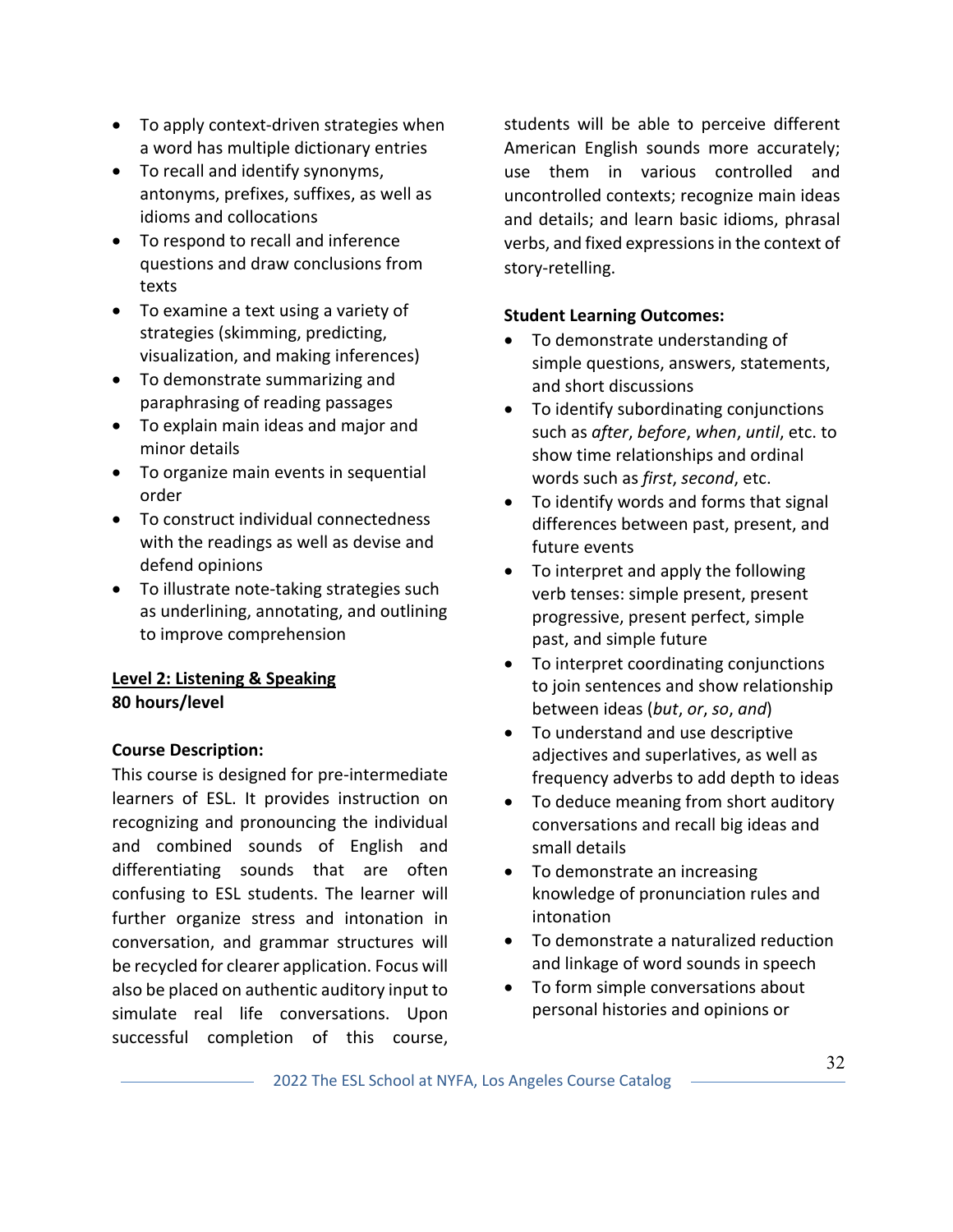- To apply context-driven strategies when a word has multiple dictionary entries
- To recall and identify synonyms, antonyms, prefixes, suffixes, as well as idioms and collocations
- To respond to recall and inference questions and draw conclusions from texts
- To examine a text using a variety of strategies (skimming, predicting, visualization, and making inferences)
- To demonstrate summarizing and paraphrasing of reading passages
- To explain main ideas and major and minor details
- To organize main events in sequential order
- To construct individual connectedness with the readings as well as devise and defend opinions
- To illustrate note-taking strategies such as underlining, annotating, and outlining to improve comprehension

**Level 2: Listening & Speaking**
**80 hours/level**

**Course Description:**
This course is designed for pre-intermediate learners of ESL. It provides instruction on recognizing and pronouncing the individual and combined sounds of English and differentiating sounds that are often confusing to ESL students. The learner will further organize stress and intonation in conversation, and grammar structures will be recycled for clearer application. Focus will also be placed on authentic auditory input to simulate real life conversations. Upon successful completion of this course, students will be able to perceive different American English sounds more accurately; use them in various controlled and uncontrolled contexts; recognize main ideas and details; and learn basic idioms, phrasal verbs, and fixed expressions in the context of story-retelling.

**Student Learning Outcomes:**

- To demonstrate understanding of simple questions, answers, statements, and short discussions
- To identify subordinating conjunctions such as *after*, *before*, *when*, *until*, etc. to show time relationships and ordinal words such as *first*, *second*, etc.
- To identify words and forms that signal differences between past, present, and future events
- To interpret and apply the following verb tenses: simple present, present progressive, present perfect, simple past, and simple future
- To interpret coordinating conjunctions to join sentences and show relationship between ideas (*but*, *or*, *so*, *and*)
- To understand and use descriptive adjectives and superlatives, as well as frequency adverbs to add depth to ideas
- To deduce meaning from short auditory conversations and recall big ideas and small details
- To demonstrate an increasing knowledge of pronunciation rules and intonation
- To demonstrate a naturalized reduction and linkage of word sounds in speech
- To form simple conversations about personal histories and opinions or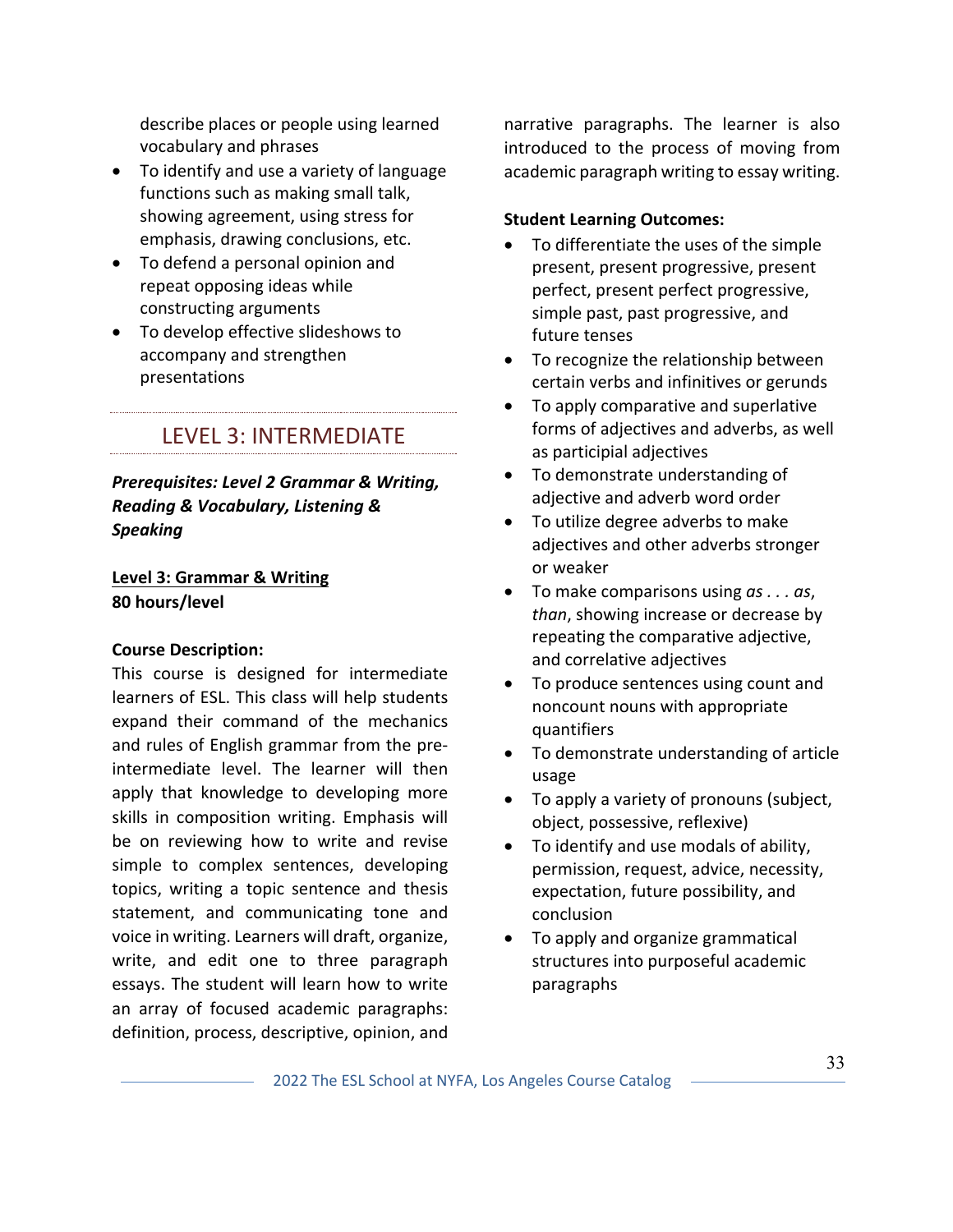describe places or people using learned vocabulary and phrases
- To identify and use a variety of language functions such as making small talk, showing agreement, using stress for emphasis, drawing conclusions, etc.
- To defend a personal opinion and repeat opposing ideas while constructing arguments
- To develop effective slideshows to accompany and strengthen presentations

## LEVEL 3: INTERMEDIATE

***Prerequisites: Level 2 Grammar & Writing, Reading & Vocabulary, Listening & Speaking***

**Level 3: Grammar & Writing**
**80 hours/level**

**Course Description:**
This course is designed for intermediate learners of ESL. This class will help students expand their command of the mechanics and rules of English grammar from the pre-intermediate level. The learner will then apply that knowledge to developing more skills in composition writing. Emphasis will be on reviewing how to write and revise simple to complex sentences, developing topics, writing a topic sentence and thesis statement, and communicating tone and voice in writing. Learners will draft, organize, write, and edit one to three paragraph essays. The student will learn how to write an array of focused academic paragraphs: definition, process, descriptive, opinion, and narrative paragraphs. The learner is also introduced to the process of moving from academic paragraph writing to essay writing.

**Student Learning Outcomes:**
- To differentiate the uses of the simple present, present progressive, present perfect, present perfect progressive, simple past, past progressive, and future tenses
- To recognize the relationship between certain verbs and infinitives or gerunds
- To apply comparative and superlative forms of adjectives and adverbs, as well as participial adjectives
- To demonstrate understanding of adjective and adverb word order
- To utilize degree adverbs to make adjectives and other adverbs stronger or weaker
- To make comparisons using *as . . . as*, *than*, showing increase or decrease by repeating the comparative adjective, and correlative adjectives
- To produce sentences using count and noncount nouns with appropriate quantifiers
- To demonstrate understanding of article usage
- To apply a variety of pronouns (subject, object, possessive, reflexive)
- To identify and use modals of ability, permission, request, advice, necessity, expectation, future possibility, and conclusion
- To apply and organize grammatical structures into purposeful academic paragraphs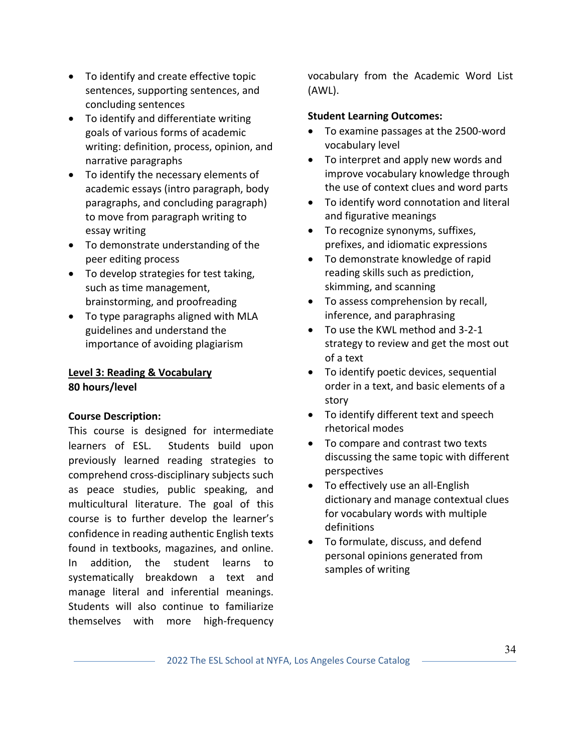- To identify and create effective topic sentences, supporting sentences, and concluding sentences
- To identify and differentiate writing goals of various forms of academic writing: definition, process, opinion, and narrative paragraphs
- To identify the necessary elements of academic essays (intro paragraph, body paragraphs, and concluding paragraph) to move from paragraph writing to essay writing
- To demonstrate understanding of the peer editing process
- To develop strategies for test taking, such as time management, brainstorming, and proofreading
- To type paragraphs aligned with MLA guidelines and understand the importance of avoiding plagiarism

**<u>Level 3: Reading & Vocabulary</u>**
**80 hours/level**

**Course Description:**
This course is designed for intermediate learners of ESL. Students build upon previously learned reading strategies to comprehend cross-disciplinary subjects such as peace studies, public speaking, and multicultural literature. The goal of this course is to further develop the learner's confidence in reading authentic English texts found in textbooks, magazines, and online. In addition, the student learns to systematically breakdown a text and manage literal and inferential meanings. Students will also continue to familiarize themselves with more high-frequency vocabulary from the Academic Word List (AWL).

**Student Learning Outcomes:**

- To examine passages at the 2500-word vocabulary level
- To interpret and apply new words and improve vocabulary knowledge through the use of context clues and word parts
- To identify word connotation and literal and figurative meanings
- To recognize synonyms, suffixes, prefixes, and idiomatic expressions
- To demonstrate knowledge of rapid reading skills such as prediction, skimming, and scanning
- To assess comprehension by recall, inference, and paraphrasing
- To use the KWL method and 3-2-1 strategy to review and get the most out of a text
- To identify poetic devices, sequential order in a text, and basic elements of a story
- To identify different text and speech rhetorical modes
- To compare and contrast two texts discussing the same topic with different perspectives
- To effectively use an all-English dictionary and manage contextual clues for vocabulary words with multiple definitions
- To formulate, discuss, and defend personal opinions generated from samples of writing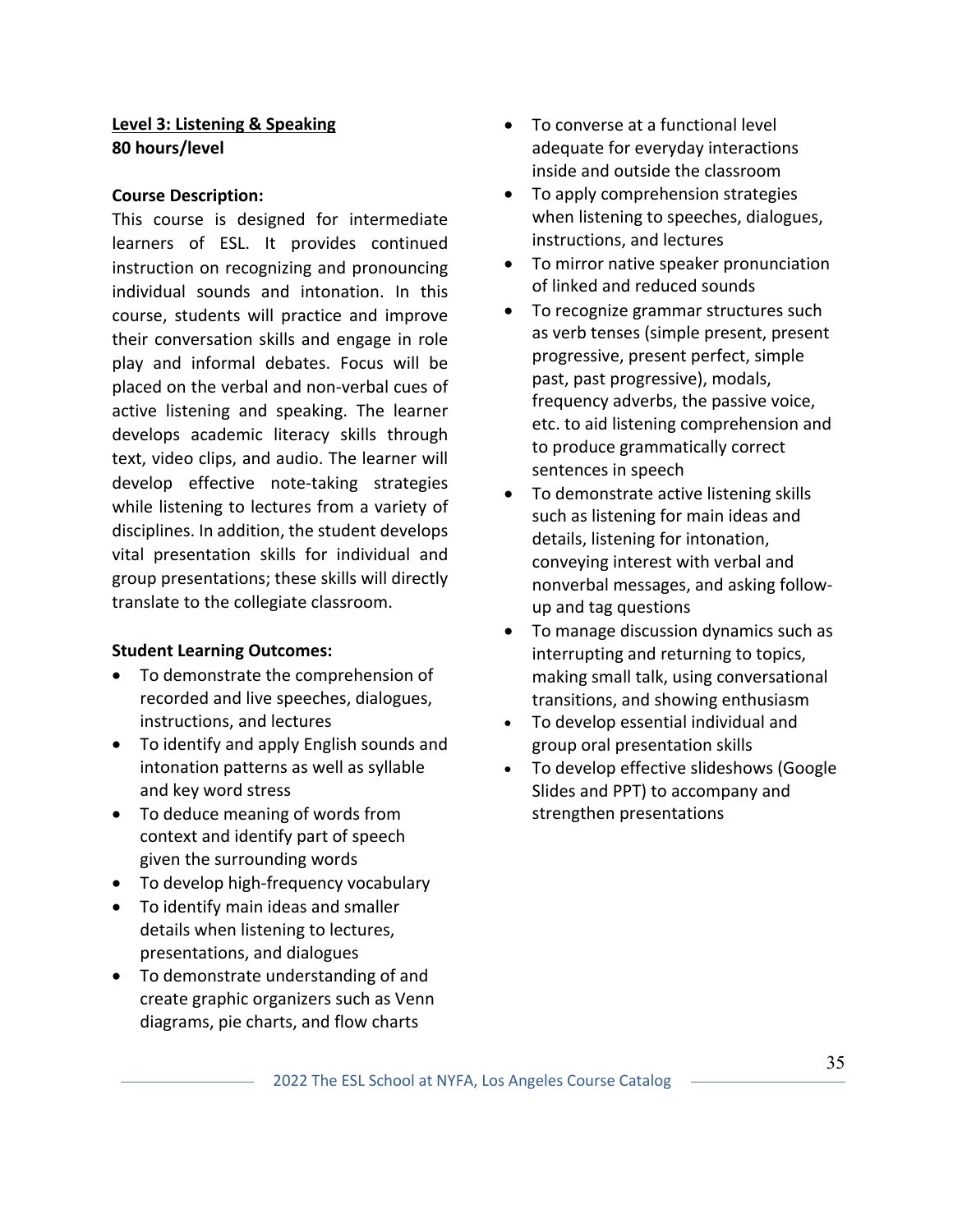**Level 3: Listening & Speaking**
**80 hours/level**

**Course Description:**
This course is designed for intermediate learners of ESL. It provides continued instruction on recognizing and pronouncing individual sounds and intonation. In this course, students will practice and improve their conversation skills and engage in role play and informal debates. Focus will be placed on the verbal and non-verbal cues of active listening and speaking. The learner develops academic literacy skills through text, video clips, and audio. The learner will develop effective note-taking strategies while listening to lectures from a variety of disciplines. In addition, the student develops vital presentation skills for individual and group presentations; these skills will directly translate to the collegiate classroom.

**Student Learning Outcomes:**

- To demonstrate the comprehension of recorded and live speeches, dialogues, instructions, and lectures
- To identify and apply English sounds and intonation patterns as well as syllable and key word stress
- To deduce meaning of words from context and identify part of speech given the surrounding words
- To develop high-frequency vocabulary
- To identify main ideas and smaller details when listening to lectures, presentations, and dialogues
- To demonstrate understanding of and create graphic organizers such as Venn diagrams, pie charts, and flow charts
- To converse at a functional level adequate for everyday interactions inside and outside the classroom
- To apply comprehension strategies when listening to speeches, dialogues, instructions, and lectures
- To mirror native speaker pronunciation of linked and reduced sounds
- To recognize grammar structures such as verb tenses (simple present, present progressive, present perfect, simple past, past progressive), modals, frequency adverbs, the passive voice, etc. to aid listening comprehension and to produce grammatically correct sentences in speech
- To demonstrate active listening skills such as listening for main ideas and details, listening for intonation, conveying interest with verbal and nonverbal messages, and asking follow-up and tag questions
- To manage discussion dynamics such as interrupting and returning to topics, making small talk, using conversational transitions, and showing enthusiasm
- To develop essential individual and group oral presentation skills
- To develop effective slideshows (Google Slides and PPT) to accompany and strengthen presentations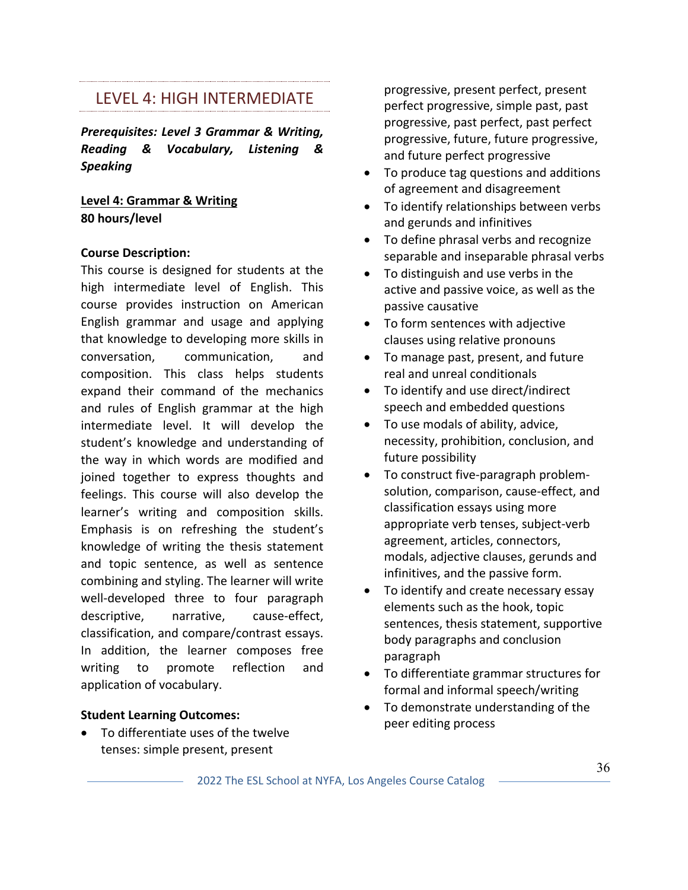## LEVEL 4: HIGH INTERMEDIATE

***Prerequisites: Level 3 Grammar & Writing, Reading & Vocabulary, Listening & Speaking***

**Level 4: Grammar & Writing**
**80 hours/level**

**Course Description:**
This course is designed for students at the high intermediate level of English. This course provides instruction on American English grammar and usage and applying that knowledge to developing more skills in conversation, communication, and composition. This class helps students expand their command of the mechanics and rules of English grammar at the high intermediate level. It will develop the student's knowledge and understanding of the way in which words are modified and joined together to express thoughts and feelings. This course will also develop the learner's writing and composition skills. Emphasis is on refreshing the student's knowledge of writing the thesis statement and topic sentence, as well as sentence combining and styling. The learner will write well-developed three to four paragraph descriptive, narrative, cause-effect, classification, and compare/contrast essays. In addition, the learner composes free writing to promote reflection and application of vocabulary.

**Student Learning Outcomes:**

- To differentiate uses of the twelve tenses: simple present, present progressive, present perfect, present perfect progressive, simple past, past progressive, past perfect, past perfect progressive, future, future progressive, and future perfect progressive
- To produce tag questions and additions of agreement and disagreement
- To identify relationships between verbs and gerunds and infinitives
- To define phrasal verbs and recognize separable and inseparable phrasal verbs
- To distinguish and use verbs in the active and passive voice, as well as the passive causative
- To form sentences with adjective clauses using relative pronouns
- To manage past, present, and future real and unreal conditionals
- To identify and use direct/indirect speech and embedded questions
- To use modals of ability, advice, necessity, prohibition, conclusion, and future possibility
- To construct five-paragraph problem-solution, comparison, cause-effect, and classification essays using more appropriate verb tenses, subject-verb agreement, articles, connectors, modals, adjective clauses, gerunds and infinitives, and the passive form.
- To identify and create necessary essay elements such as the hook, topic sentences, thesis statement, supportive body paragraphs and conclusion paragraph
- To differentiate grammar structures for formal and informal speech/writing
- To demonstrate understanding of the peer editing process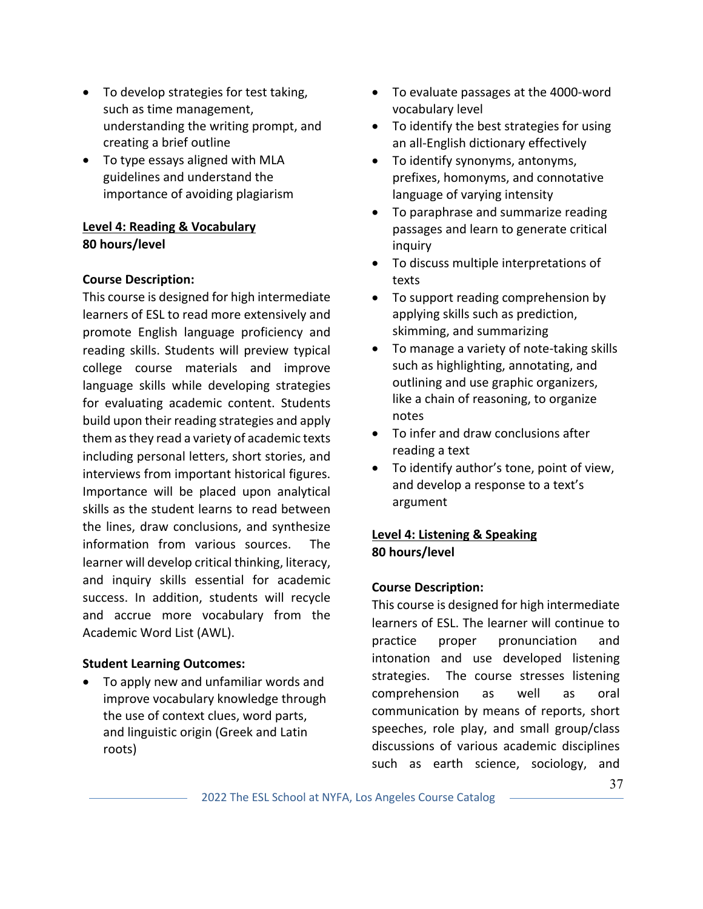- To develop strategies for test taking, such as time management, understanding the writing prompt, and creating a brief outline
- To type essays aligned with MLA guidelines and understand the importance of avoiding plagiarism

**<u>Level 4: Reading & Vocabulary</u>**
**80 hours/level**

**Course Description:**
This course is designed for high intermediate learners of ESL to read more extensively and promote English language proficiency and reading skills. Students will preview typical college course materials and improve language skills while developing strategies for evaluating academic content. Students build upon their reading strategies and apply them as they read a variety of academic texts including personal letters, short stories, and interviews from important historical figures. Importance will be placed upon analytical skills as the student learns to read between the lines, draw conclusions, and synthesize information from various sources. The learner will develop critical thinking, literacy, and inquiry skills essential for academic success. In addition, students will recycle and accrue more vocabulary from the Academic Word List (AWL).

**Student Learning Outcomes:**

- To apply new and unfamiliar words and improve vocabulary knowledge through the use of context clues, word parts, and linguistic origin (Greek and Latin roots)
- To evaluate passages at the 4000-word vocabulary level
- To identify the best strategies for using an all-English dictionary effectively
- To identify synonyms, antonyms, prefixes, homonyms, and connotative language of varying intensity
- To paraphrase and summarize reading passages and learn to generate critical inquiry
- To discuss multiple interpretations of texts
- To support reading comprehension by applying skills such as prediction, skimming, and summarizing
- To manage a variety of note-taking skills such as highlighting, annotating, and outlining and use graphic organizers, like a chain of reasoning, to organize notes
- To infer and draw conclusions after reading a text
- To identify author's tone, point of view, and develop a response to a text's argument

**<u>Level 4: Listening & Speaking</u>**
**80 hours/level**

**Course Description:**
This course is designed for high intermediate learners of ESL. The learner will continue to practice proper pronunciation and intonation and use developed listening strategies. The course stresses listening comprehension as well as oral communication by means of reports, short speeches, role play, and small group/class discussions of various academic disciplines such as earth science, sociology, and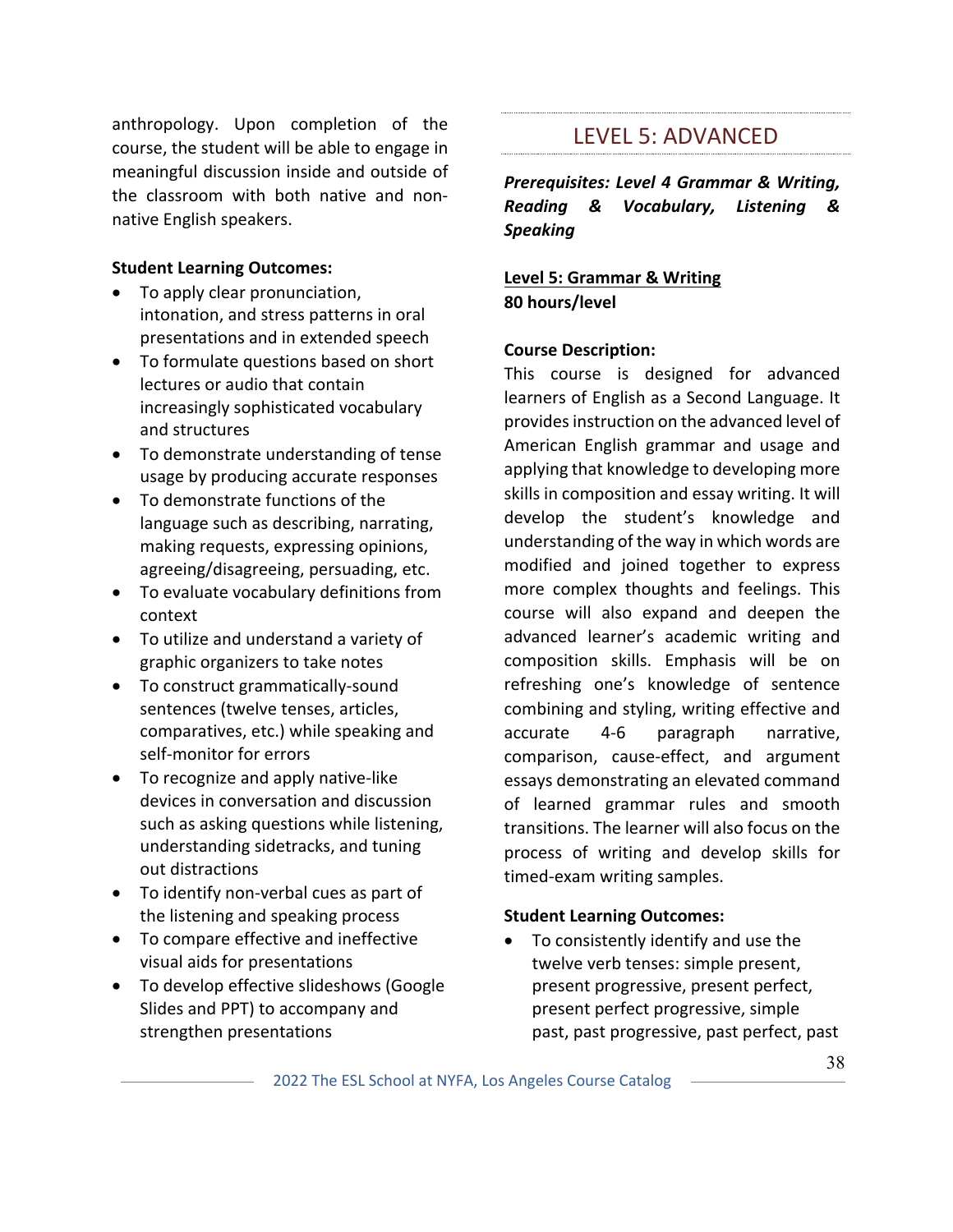anthropology. Upon completion of the course, the student will be able to engage in meaningful discussion inside and outside of the classroom with both native and non-native English speakers.

**Student Learning Outcomes:**

- To apply clear pronunciation, intonation, and stress patterns in oral presentations and in extended speech
- To formulate questions based on short lectures or audio that contain increasingly sophisticated vocabulary and structures
- To demonstrate understanding of tense usage by producing accurate responses
- To demonstrate functions of the language such as describing, narrating, making requests, expressing opinions, agreeing/disagreeing, persuading, etc.
- To evaluate vocabulary definitions from context
- To utilize and understand a variety of graphic organizers to take notes
- To construct grammatically-sound sentences (twelve tenses, articles, comparatives, etc.) while speaking and self-monitor for errors
- To recognize and apply native-like devices in conversation and discussion such as asking questions while listening, understanding sidetracks, and tuning out distractions
- To identify non-verbal cues as part of the listening and speaking process
- To compare effective and ineffective visual aids for presentations
- To develop effective slideshows (Google Slides and PPT) to accompany and strengthen presentations

## LEVEL 5: ADVANCED

***Prerequisites: Level 4 Grammar & Writing, Reading & Vocabulary, Listening & Speaking***

**Level 5: Grammar & Writing**
**80 hours/level**

**Course Description:**
This course is designed for advanced learners of English as a Second Language. It provides instruction on the advanced level of American English grammar and usage and applying that knowledge to developing more skills in composition and essay writing. It will develop the student's knowledge and understanding of the way in which words are modified and joined together to express more complex thoughts and feelings. This course will also expand and deepen the advanced learner's academic writing and composition skills. Emphasis will be on refreshing one's knowledge of sentence combining and styling, writing effective and accurate 4-6 paragraph narrative, comparison, cause-effect, and argument essays demonstrating an elevated command of learned grammar rules and smooth transitions. The learner will also focus on the process of writing and develop skills for timed-exam writing samples.

**Student Learning Outcomes:**

- To consistently identify and use the twelve verb tenses: simple present, present progressive, present perfect, present perfect progressive, simple past, past progressive, past perfect, past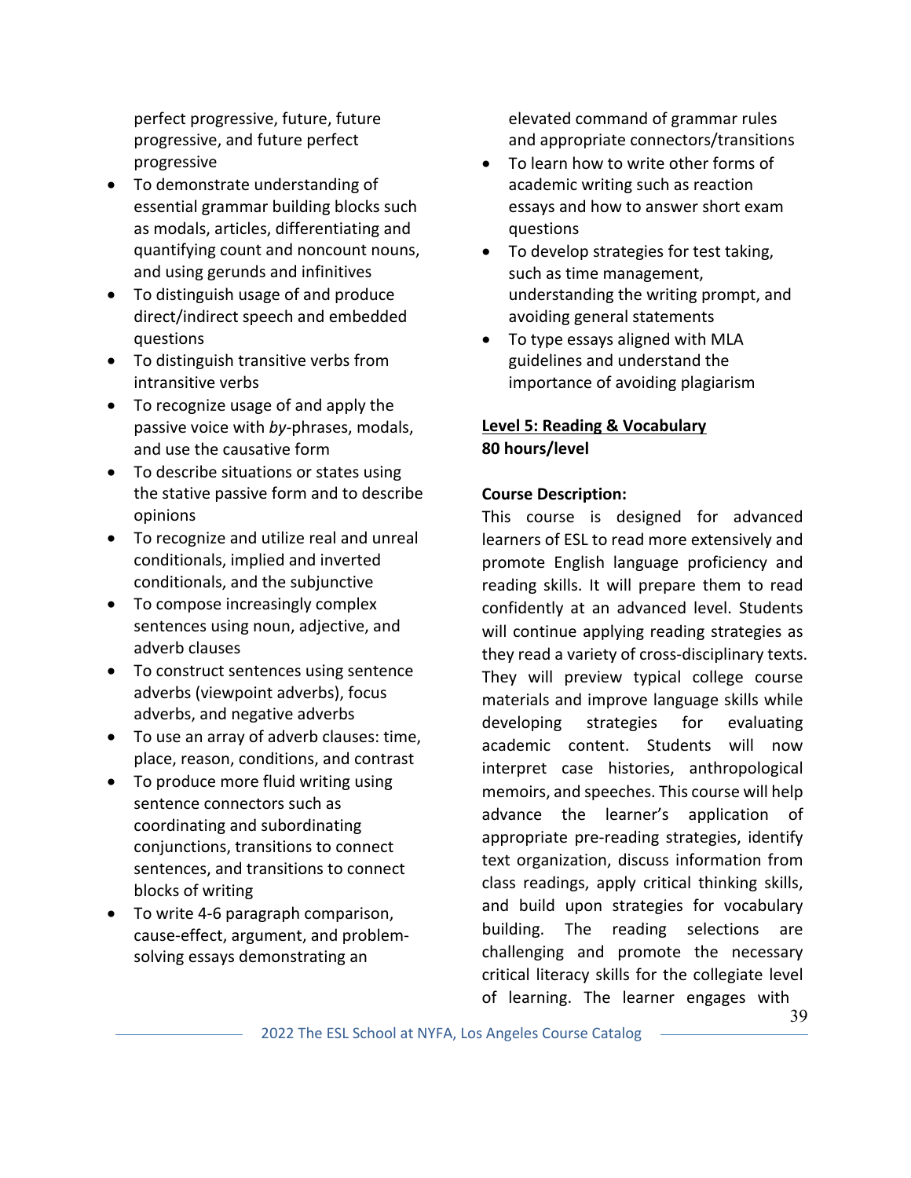perfect progressive, future, future progressive, and future perfect progressive

- To demonstrate understanding of essential grammar building blocks such as modals, articles, differentiating and quantifying count and noncount nouns, and using gerunds and infinitives
- To distinguish usage of and produce direct/indirect speech and embedded questions
- To distinguish transitive verbs from intransitive verbs
- To recognize usage of and apply the passive voice with *by*-phrases, modals, and use the causative form
- To describe situations or states using the stative passive form and to describe opinions
- To recognize and utilize real and unreal conditionals, implied and inverted conditionals, and the subjunctive
- To compose increasingly complex sentences using noun, adjective, and adverb clauses
- To construct sentences using sentence adverbs (viewpoint adverbs), focus adverbs, and negative adverbs
- To use an array of adverb clauses: time, place, reason, conditions, and contrast
- To produce more fluid writing using sentence connectors such as coordinating and subordinating conjunctions, transitions to connect sentences, and transitions to connect blocks of writing
- To write 4-6 paragraph comparison, cause-effect, argument, and problem-solving essays demonstrating an elevated command of grammar rules and appropriate connectors/transitions
- To learn how to write other forms of academic writing such as reaction essays and how to answer short exam questions
- To develop strategies for test taking, such as time management, understanding the writing prompt, and avoiding general statements
- To type essays aligned with MLA guidelines and understand the importance of avoiding plagiarism

**<u>Level 5: Reading & Vocabulary</u>**
**80 hours/level**

**Course Description:**
This course is designed for advanced learners of ESL to read more extensively and promote English language proficiency and reading skills. It will prepare them to read confidently at an advanced level. Students will continue applying reading strategies as they read a variety of cross-disciplinary texts. They will preview typical college course materials and improve language skills while developing strategies for evaluating academic content. Students will now interpret case histories, anthropological memoirs, and speeches. This course will help advance the learner's application of appropriate pre-reading strategies, identify text organization, discuss information from class readings, apply critical thinking skills, and build upon strategies for vocabulary building. The reading selections are challenging and promote the necessary critical literacy skills for the collegiate level of learning. The learner engages with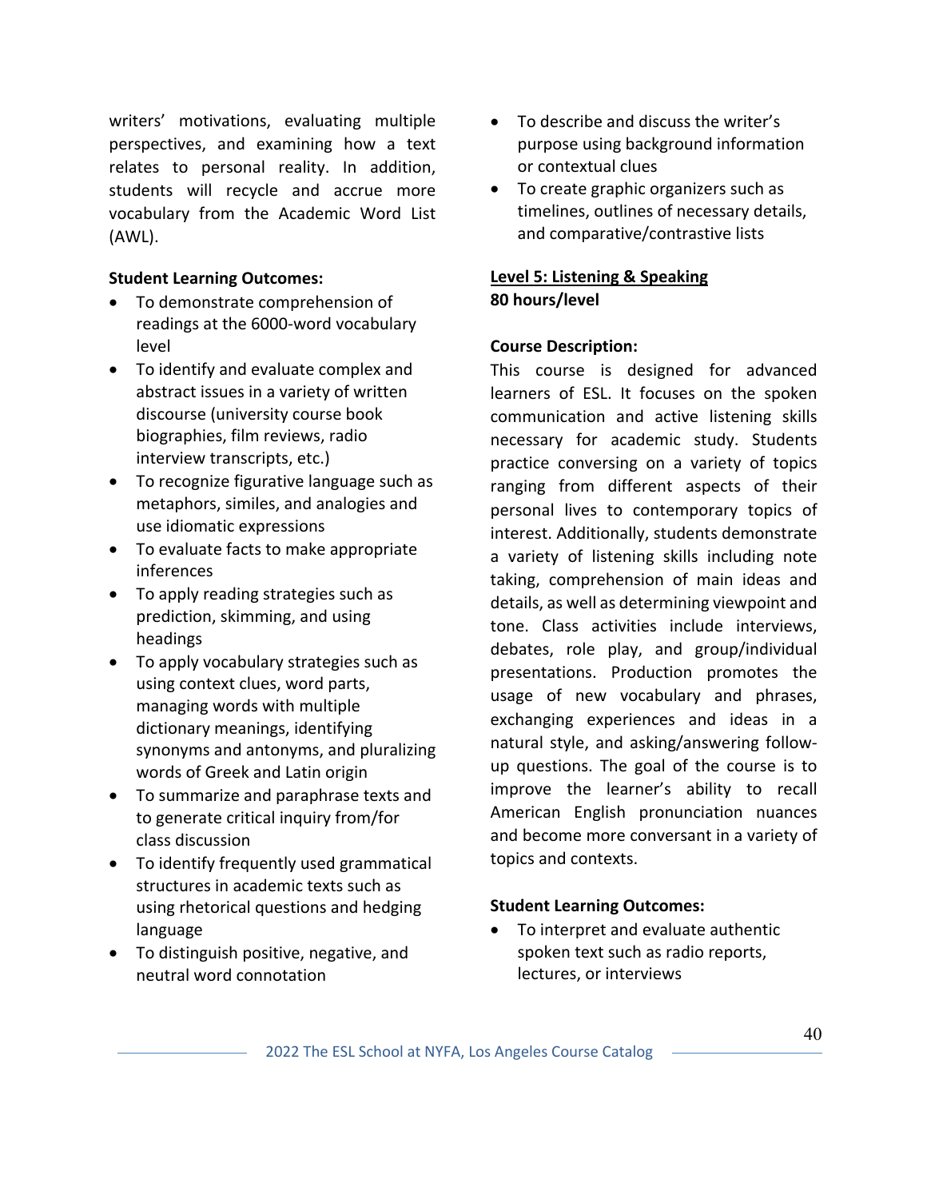writers' motivations, evaluating multiple perspectives, and examining how a text relates to personal reality. In addition, students will recycle and accrue more vocabulary from the Academic Word List (AWL).

**Student Learning Outcomes:**

- To demonstrate comprehension of readings at the 6000-word vocabulary level
- To identify and evaluate complex and abstract issues in a variety of written discourse (university course book biographies, film reviews, radio interview transcripts, etc.)
- To recognize figurative language such as metaphors, similes, and analogies and use idiomatic expressions
- To evaluate facts to make appropriate inferences
- To apply reading strategies such as prediction, skimming, and using headings
- To apply vocabulary strategies such as using context clues, word parts, managing words with multiple dictionary meanings, identifying synonyms and antonyms, and pluralizing words of Greek and Latin origin
- To summarize and paraphrase texts and to generate critical inquiry from/for class discussion
- To identify frequently used grammatical structures in academic texts such as using rhetorical questions and hedging language
- To distinguish positive, negative, and neutral word connotation
- To describe and discuss the writer's purpose using background information or contextual clues
- To create graphic organizers such as timelines, outlines of necessary details, and comparative/contrastive lists

## Level 5: Listening & Speaking

**80 hours/level**

**Course Description:**

This course is designed for advanced learners of ESL. It focuses on the spoken communication and active listening skills necessary for academic study. Students practice conversing on a variety of topics ranging from different aspects of their personal lives to contemporary topics of interest. Additionally, students demonstrate a variety of listening skills including note taking, comprehension of main ideas and details, as well as determining viewpoint and tone. Class activities include interviews, debates, role play, and group/individual presentations. Production promotes the usage of new vocabulary and phrases, exchanging experiences and ideas in a natural style, and asking/answering follow-up questions. The goal of the course is to improve the learner's ability to recall American English pronunciation nuances and become more conversant in a variety of topics and contexts.

**Student Learning Outcomes:**

- To interpret and evaluate authentic spoken text such as radio reports, lectures, or interviews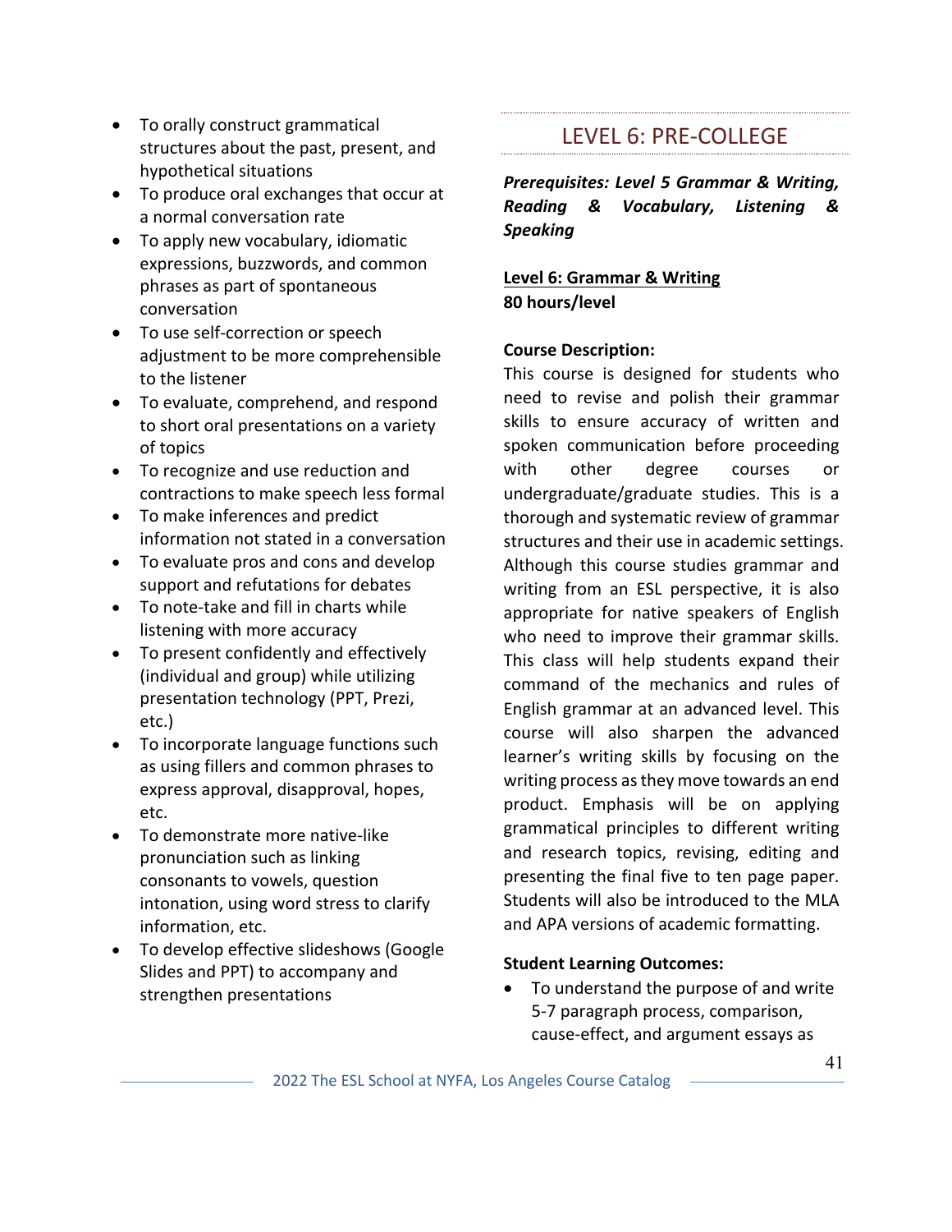- To orally construct grammatical structures about the past, present, and hypothetical situations
- To produce oral exchanges that occur at a normal conversation rate
- To apply new vocabulary, idiomatic expressions, buzzwords, and common phrases as part of spontaneous conversation
- To use self-correction or speech adjustment to be more comprehensible to the listener
- To evaluate, comprehend, and respond to short oral presentations on a variety of topics
- To recognize and use reduction and contractions to make speech less formal
- To make inferences and predict information not stated in a conversation
- To evaluate pros and cons and develop support and refutations for debates
- To note-take and fill in charts while listening with more accuracy
- To present confidently and effectively (individual and group) while utilizing presentation technology (PPT, Prezi, etc.)
- To incorporate language functions such as using fillers and common phrases to express approval, disapproval, hopes, etc.
- To demonstrate more native-like pronunciation such as linking consonants to vowels, question intonation, using word stress to clarify information, etc.
- To develop effective slideshows (Google Slides and PPT) to accompany and strengthen presentations

## LEVEL 6: PRE-COLLEGE

***Prerequisites: Level 5 Grammar & Writing, Reading & Vocabulary, Listening & Speaking***

**<u>Level 6: Grammar & Writing</u>**
**80 hours/level**

**Course Description:**
This course is designed for students who need to revise and polish their grammar skills to ensure accuracy of written and spoken communication before proceeding with other degree courses or undergraduate/graduate studies. This is a thorough and systematic review of grammar structures and their use in academic settings. Although this course studies grammar and writing from an ESL perspective, it is also appropriate for native speakers of English who need to improve their grammar skills. This class will help students expand their command of the mechanics and rules of English grammar at an advanced level. This course will also sharpen the advanced learner's writing skills by focusing on the writing process as they move towards an end product. Emphasis will be on applying grammatical principles to different writing and research topics, revising, editing and presenting the final five to ten page paper. Students will also be introduced to the MLA and APA versions of academic formatting.

**Student Learning Outcomes:**

- To understand the purpose of and write 5-7 paragraph process, comparison, cause-effect, and argument essays as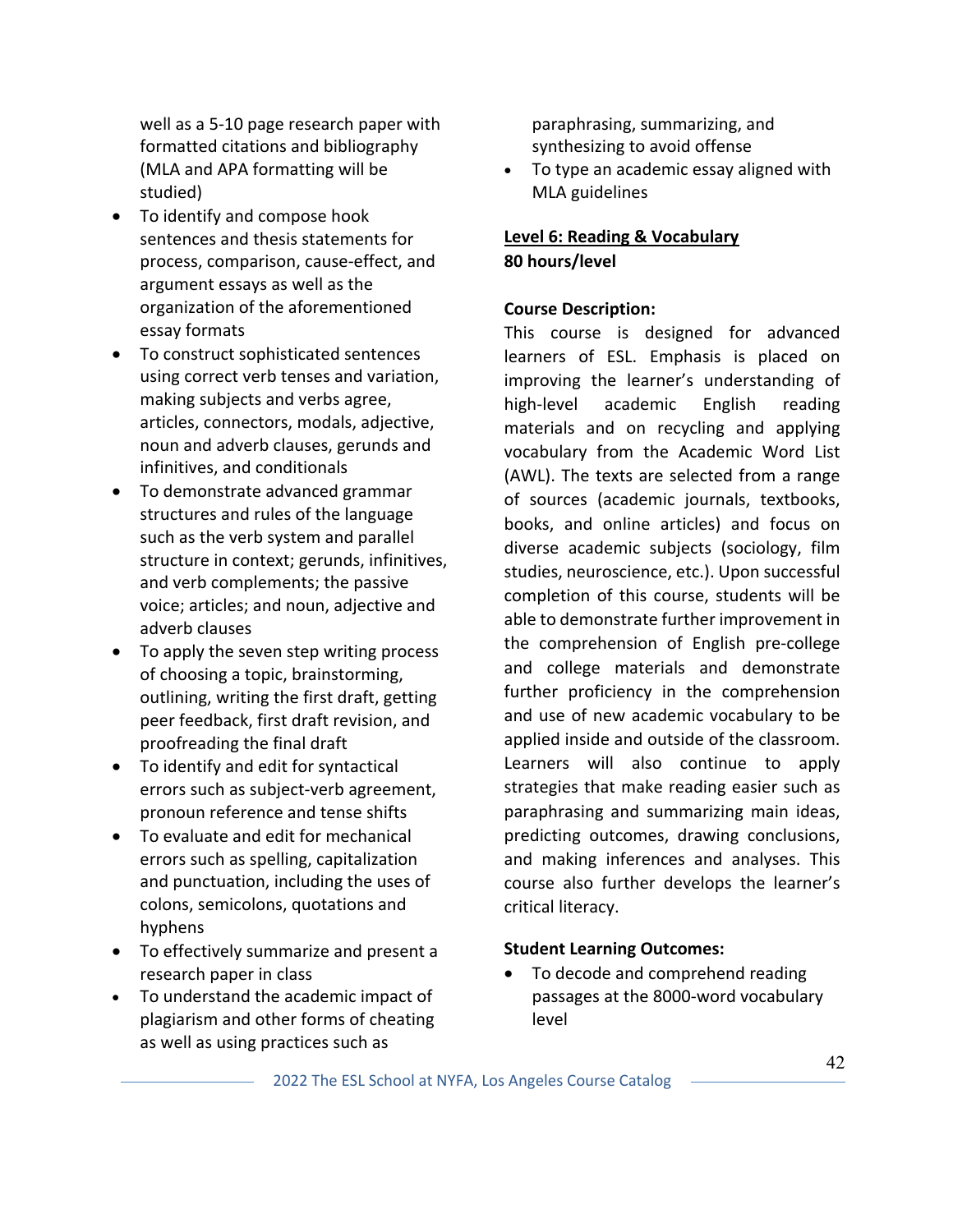well as a 5-10 page research paper with formatted citations and bibliography (MLA and APA formatting will be studied)

- To identify and compose hook sentences and thesis statements for process, comparison, cause-effect, and argument essays as well as the organization of the aforementioned essay formats
- To construct sophisticated sentences using correct verb tenses and variation, making subjects and verbs agree, articles, connectors, modals, adjective, noun and adverb clauses, gerunds and infinitives, and conditionals
- To demonstrate advanced grammar structures and rules of the language such as the verb system and parallel structure in context; gerunds, infinitives, and verb complements; the passive voice; articles; and noun, adjective and adverb clauses
- To apply the seven step writing process of choosing a topic, brainstorming, outlining, writing the first draft, getting peer feedback, first draft revision, and proofreading the final draft
- To identify and edit for syntactical errors such as subject-verb agreement, pronoun reference and tense shifts
- To evaluate and edit for mechanical errors such as spelling, capitalization and punctuation, including the uses of colons, semicolons, quotations and hyphens
- To effectively summarize and present a research paper in class
- To understand the academic impact of plagiarism and other forms of cheating as well as using practices such as paraphrasing, summarizing, and synthesizing to avoid offense
- To type an academic essay aligned with MLA guidelines

**Level 6: Reading & Vocabulary**
**80 hours/level**

**Course Description:**

This course is designed for advanced learners of ESL. Emphasis is placed on improving the learner's understanding of high-level academic English reading materials and on recycling and applying vocabulary from the Academic Word List (AWL). The texts are selected from a range of sources (academic journals, textbooks, books, and online articles) and focus on diverse academic subjects (sociology, film studies, neuroscience, etc.). Upon successful completion of this course, students will be able to demonstrate further improvement in the comprehension of English pre-college and college materials and demonstrate further proficiency in the comprehension and use of new academic vocabulary to be applied inside and outside of the classroom. Learners will also continue to apply strategies that make reading easier such as paraphrasing and summarizing main ideas, predicting outcomes, drawing conclusions, and making inferences and analyses. This course also further develops the learner's critical literacy.

**Student Learning Outcomes:**

- To decode and comprehend reading passages at the 8000-word vocabulary level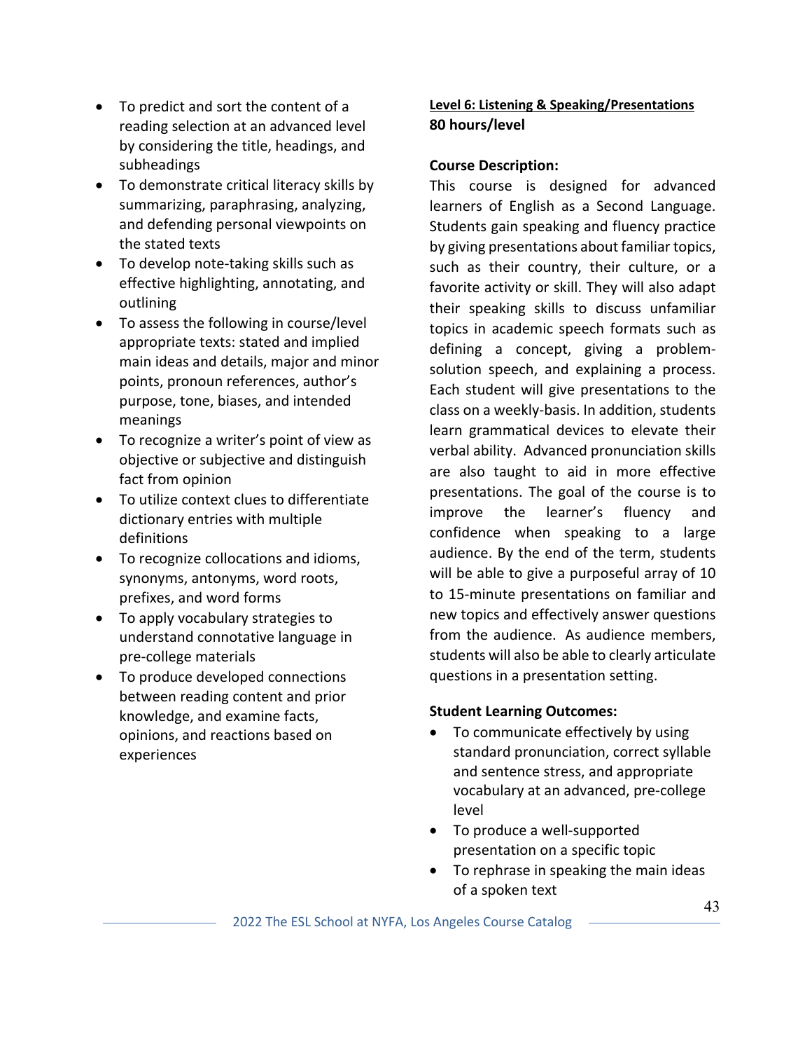- To predict and sort the content of a reading selection at an advanced level by considering the title, headings, and subheadings
- To demonstrate critical literacy skills by summarizing, paraphrasing, analyzing, and defending personal viewpoints on the stated texts
- To develop note-taking skills such as effective highlighting, annotating, and outlining
- To assess the following in course/level appropriate texts: stated and implied main ideas and details, major and minor points, pronoun references, author's purpose, tone, biases, and intended meanings
- To recognize a writer's point of view as objective or subjective and distinguish fact from opinion
- To utilize context clues to differentiate dictionary entries with multiple definitions
- To recognize collocations and idioms, synonyms, antonyms, word roots, prefixes, and word forms
- To apply vocabulary strategies to understand connotative language in pre-college materials
- To produce developed connections between reading content and prior knowledge, and examine facts, opinions, and reactions based on experiences

**Level 6: Listening & Speaking/Presentations**
**80 hours/level**

**Course Description:**
This course is designed for advanced learners of English as a Second Language. Students gain speaking and fluency practice by giving presentations about familiar topics, such as their country, their culture, or a favorite activity or skill. They will also adapt their speaking skills to discuss unfamiliar topics in academic speech formats such as defining a concept, giving a problem-solution speech, and explaining a process. Each student will give presentations to the class on a weekly-basis. In addition, students learn grammatical devices to elevate their verbal ability. Advanced pronunciation skills are also taught to aid in more effective presentations. The goal of the course is to improve the learner's fluency and confidence when speaking to a large audience. By the end of the term, students will be able to give a purposeful array of 10 to 15-minute presentations on familiar and new topics and effectively answer questions from the audience. As audience members, students will also be able to clearly articulate questions in a presentation setting.

**Student Learning Outcomes:**

- To communicate effectively by using standard pronunciation, correct syllable and sentence stress, and appropriate vocabulary at an advanced, pre-college level
- To produce a well-supported presentation on a specific topic
- To rephrase in speaking the main ideas of a spoken text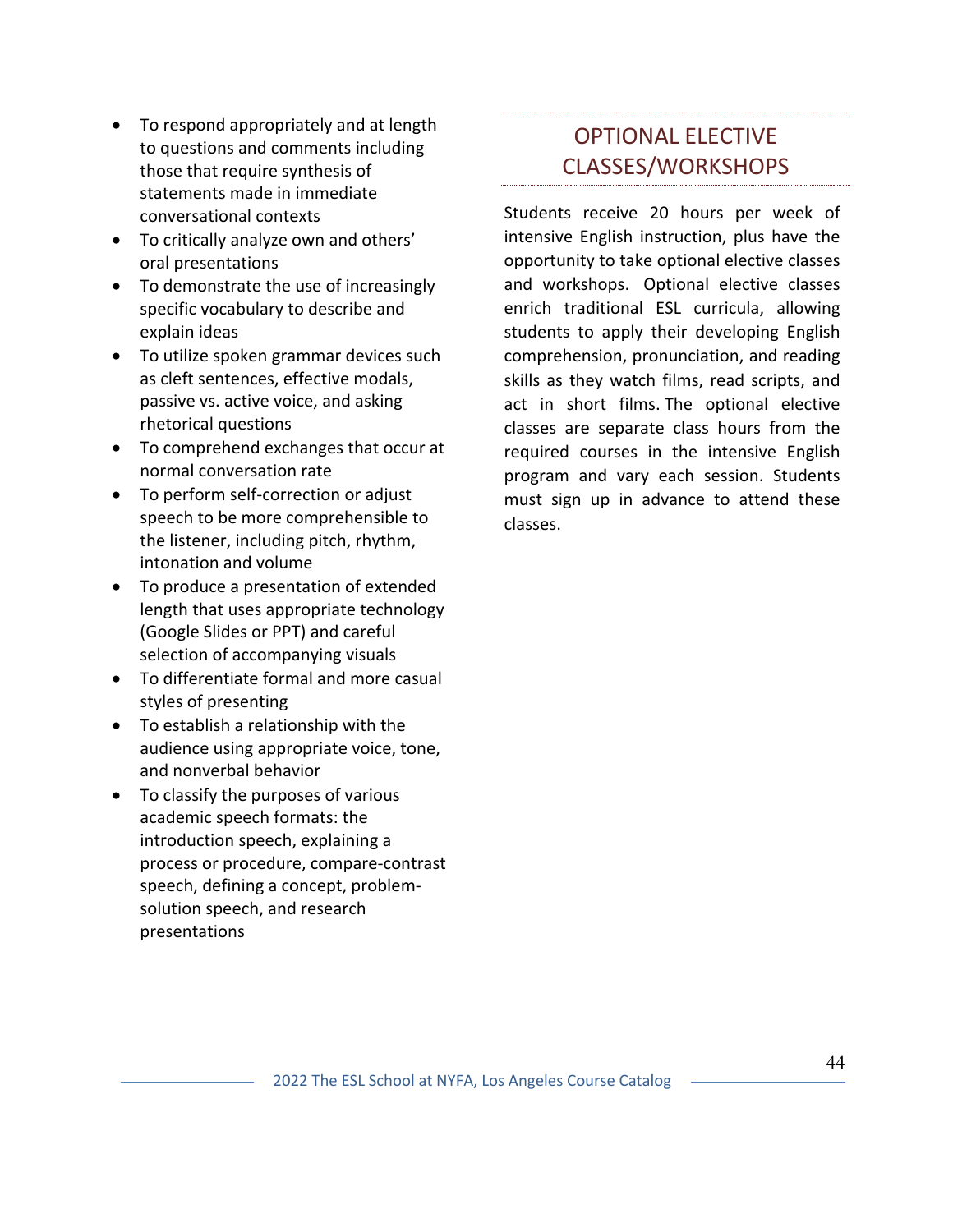- To respond appropriately and at length to questions and comments including those that require synthesis of statements made in immediate conversational contexts
- To critically analyze own and others' oral presentations
- To demonstrate the use of increasingly specific vocabulary to describe and explain ideas
- To utilize spoken grammar devices such as cleft sentences, effective modals, passive vs. active voice, and asking rhetorical questions
- To comprehend exchanges that occur at normal conversation rate
- To perform self-correction or adjust speech to be more comprehensible to the listener, including pitch, rhythm, intonation and volume
- To produce a presentation of extended length that uses appropriate technology (Google Slides or PPT) and careful selection of accompanying visuals
- To differentiate formal and more casual styles of presenting
- To establish a relationship with the audience using appropriate voice, tone, and nonverbal behavior
- To classify the purposes of various academic speech formats: the introduction speech, explaining a process or procedure, compare-contrast speech, defining a concept, problem-solution speech, and research presentations

## OPTIONAL ELECTIVE CLASSES/WORKSHOPS

Students receive 20 hours per week of intensive English instruction, plus have the opportunity to take optional elective classes and workshops. Optional elective classes enrich traditional ESL curricula, allowing students to apply their developing English comprehension, pronunciation, and reading skills as they watch films, read scripts, and act in short films. The optional elective classes are separate class hours from the required courses in the intensive English program and vary each session. Students must sign up in advance to attend these classes.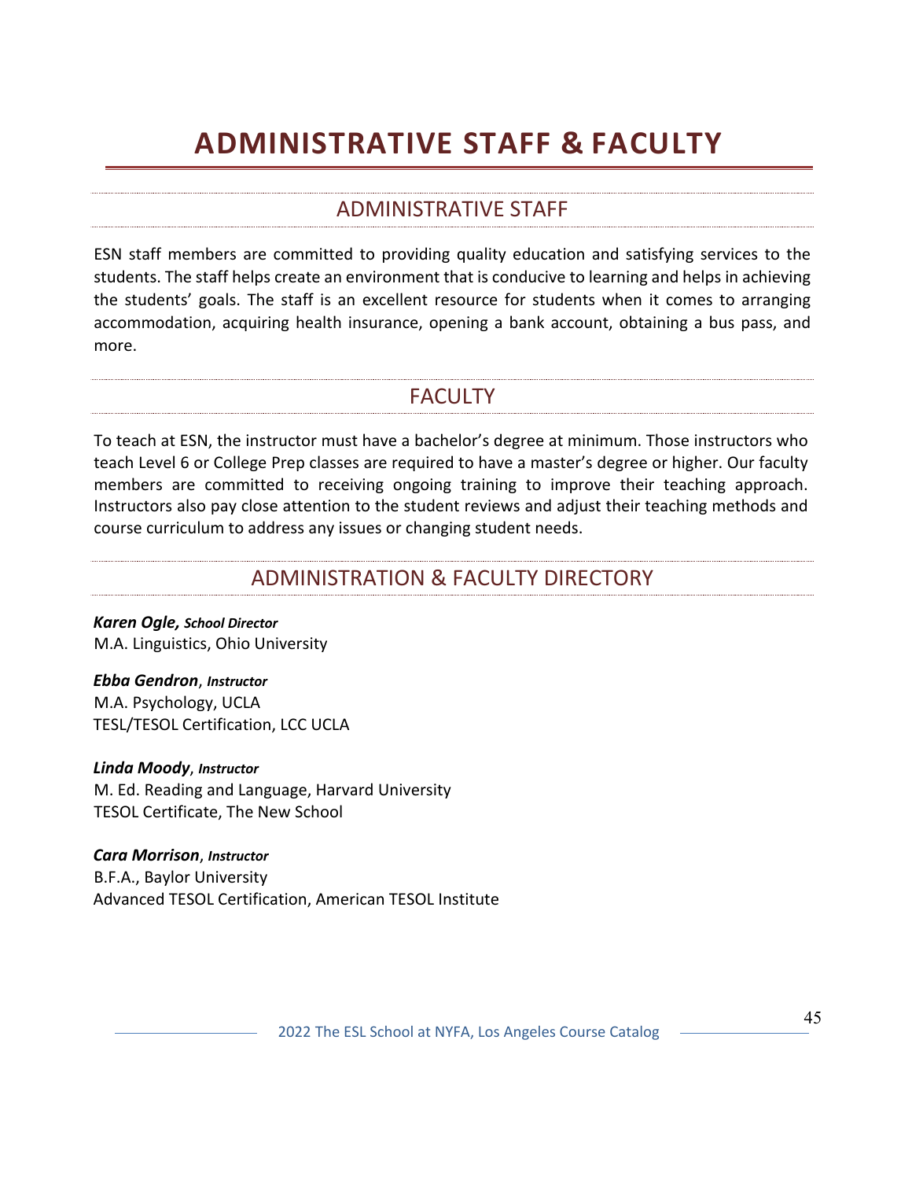# ADMINISTRATIVE STAFF & FACULTY

## ADMINISTRATIVE STAFF

ESN staff members are committed to providing quality education and satisfying services to the students. The staff helps create an environment that is conducive to learning and helps in achieving the students' goals. The staff is an excellent resource for students when it comes to arranging accommodation, acquiring health insurance, opening a bank account, obtaining a bus pass, and more.

## FACULTY

To teach at ESN, the instructor must have a bachelor's degree at minimum. Those instructors who teach Level 6 or College Prep classes are required to have a master's degree or higher. Our faculty members are committed to receiving ongoing training to improve their teaching approach. Instructors also pay close attention to the student reviews and adjust their teaching methods and course curriculum to address any issues or changing student needs.

## ADMINISTRATION & FACULTY DIRECTORY

***Karen Ogle, School Director***
M.A. Linguistics, Ohio University

***Ebba Gendron**, **Instructor***
M.A. Psychology, UCLA
TESL/TESOL Certification, LCC UCLA

***Linda Moody**, **Instructor***
M. Ed. Reading and Language, Harvard University
TESOL Certificate, The New School

***Cara Morrison**, **Instructor***
B.F.A., Baylor University
Advanced TESOL Certification, American TESOL Institute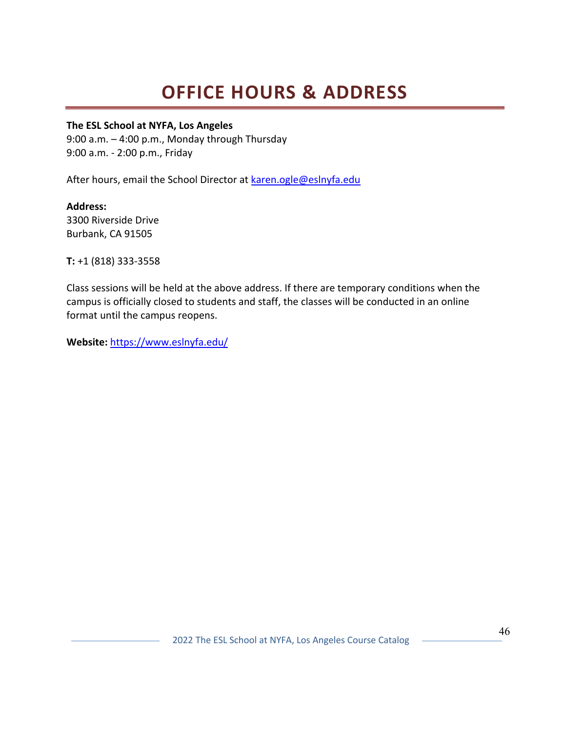# OFFICE HOURS & ADDRESS

**The ESL School at NYFA, Los Angeles**
9:00 a.m. – 4:00 p.m., Monday through Thursday
9:00 a.m. - 2:00 p.m., Friday

After hours, email the School Director at karen.ogle@eslnyfa.edu

**Address:**
3300 Riverside Drive
Burbank, CA 91505

**T:** +1 (818) 333-3558

Class sessions will be held at the above address. If there are temporary conditions when the campus is officially closed to students and staff, the classes will be conducted in an online format until the campus reopens.

**Website:** https://www.eslnyfa.edu/